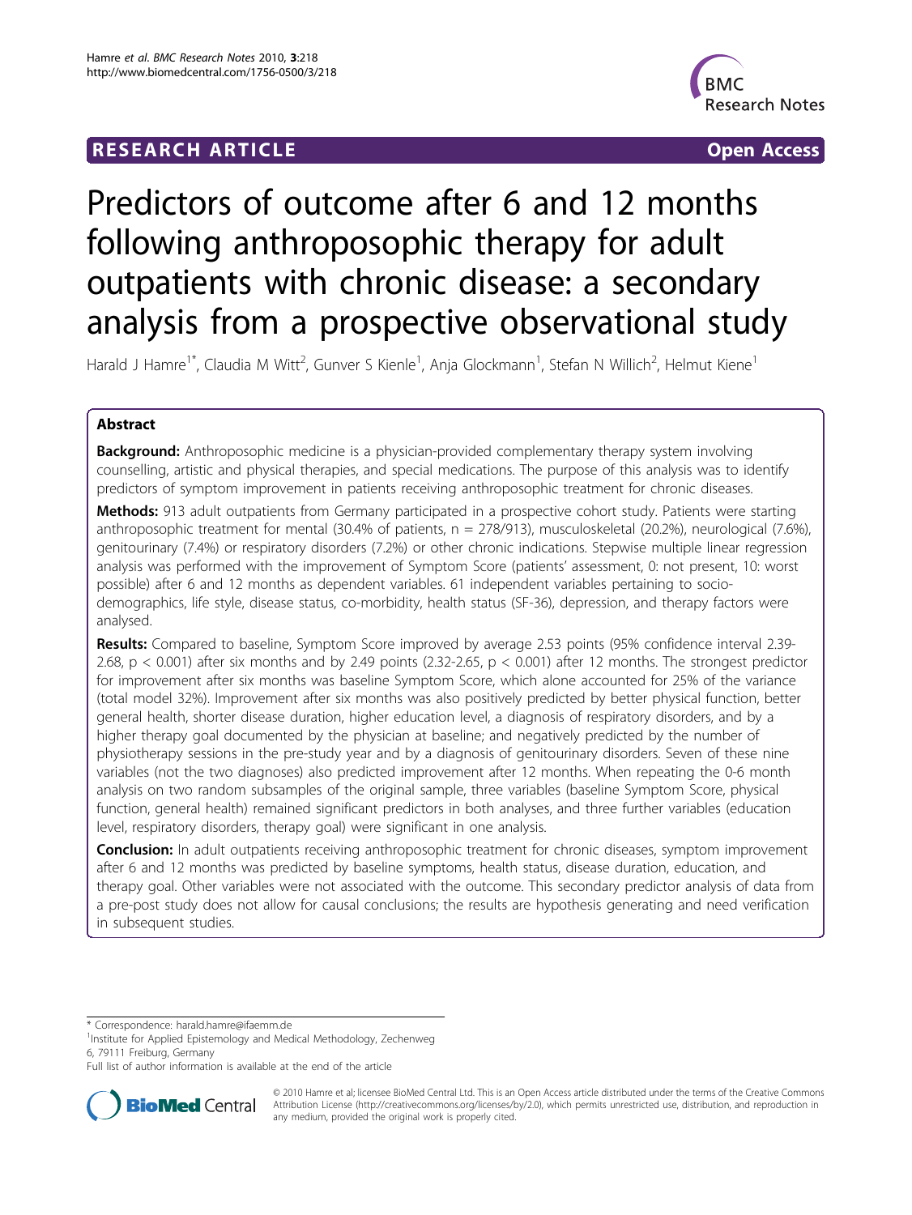RESEARCH ARTICLE Open Access

# Predictors of outcome after 6 and 12 months following anthroposophic therapy for adult outpatients with chronic disease: a secondary analysis from a prospective observational study

Harald J Hamre[1*], Claudia M Witt[2], Gunver S Kienle[1], Anja Glockmann[1], Stefan N Willich[2], Helmut Kiene[1]

## Abstract

**Background:** Anthroposophic medicine is a physician-provided complementary therapy system involving counselling, artistic and physical therapies, and special medications. The purpose of this analysis was to identify predictors of symptom improvement in patients receiving anthroposophic treatment for chronic diseases.

**Methods:** 913 adult outpatients from Germany participated in a prospective cohort study. Patients were starting anthroposophic treatment for mental (30.4% of patients, n = 278/913), musculoskeletal (20.2%), neurological (7.6%), genitourinary (7.4%) or respiratory disorders (7.2%) or other chronic indications. Stepwise multiple linear regression analysis was performed with the improvement of Symptom Score (patients' assessment, 0: not present, 10: worst possible) after 6 and 12 months as dependent variables. 61 independent variables pertaining to socio-demographics, life style, disease status, co-morbidity, health status (SF-36), depression, and therapy factors were analysed.

**Results:** Compared to baseline, Symptom Score improved by average 2.53 points (95% confidence interval 2.39-2.68, $p < 0.001$) after six months and by 2.49 points (2.32-2.65, $p < 0.001$) after 12 months. The strongest predictor for improvement after six months was baseline Symptom Score, which alone accounted for 25% of the variance (total model 32%). Improvement after six months was also positively predicted by better physical function, better general health, shorter disease duration, higher education level, a diagnosis of respiratory disorders, and by a higher therapy goal documented by the physician at baseline; and negatively predicted by the number of physiotherapy sessions in the pre-study year and by a diagnosis of genitourinary disorders. Seven of these nine variables (not the two diagnoses) also predicted improvement after 12 months. When repeating the 0-6 month analysis on two random subsamples of the original sample, three variables (baseline Symptom Score, physical function, general health) remained significant predictors in both analyses, and three further variables (education level, respiratory disorders, therapy goal) were significant in one analysis.

**Conclusion:** In adult outpatients receiving anthroposophic treatment for chronic diseases, symptom improvement after 6 and 12 months was predicted by baseline symptoms, health status, disease duration, education, and therapy goal. Other variables were not associated with the outcome. This secondary predictor analysis of data from a pre-post study does not allow for causal conclusions; the results are hypothesis generating and need verification in subsequent studies.

\* Correspondence: harald.hamre@ifaemm.de
[1]Institute for Applied Epistemology and Medical Methodology, Zechenweg 6, 79111 Freiburg, Germany
Full list of author information is available at the end of the article

© 2010 Hamre et al; licensee BioMed Central Ltd. This is an Open Access article distributed under the terms of the Creative Commons Attribution License (http://creativecommons.org/licenses/by/2.0), which permits unrestricted use, distribution, and reproduction in any medium, provided the original work is properly cited.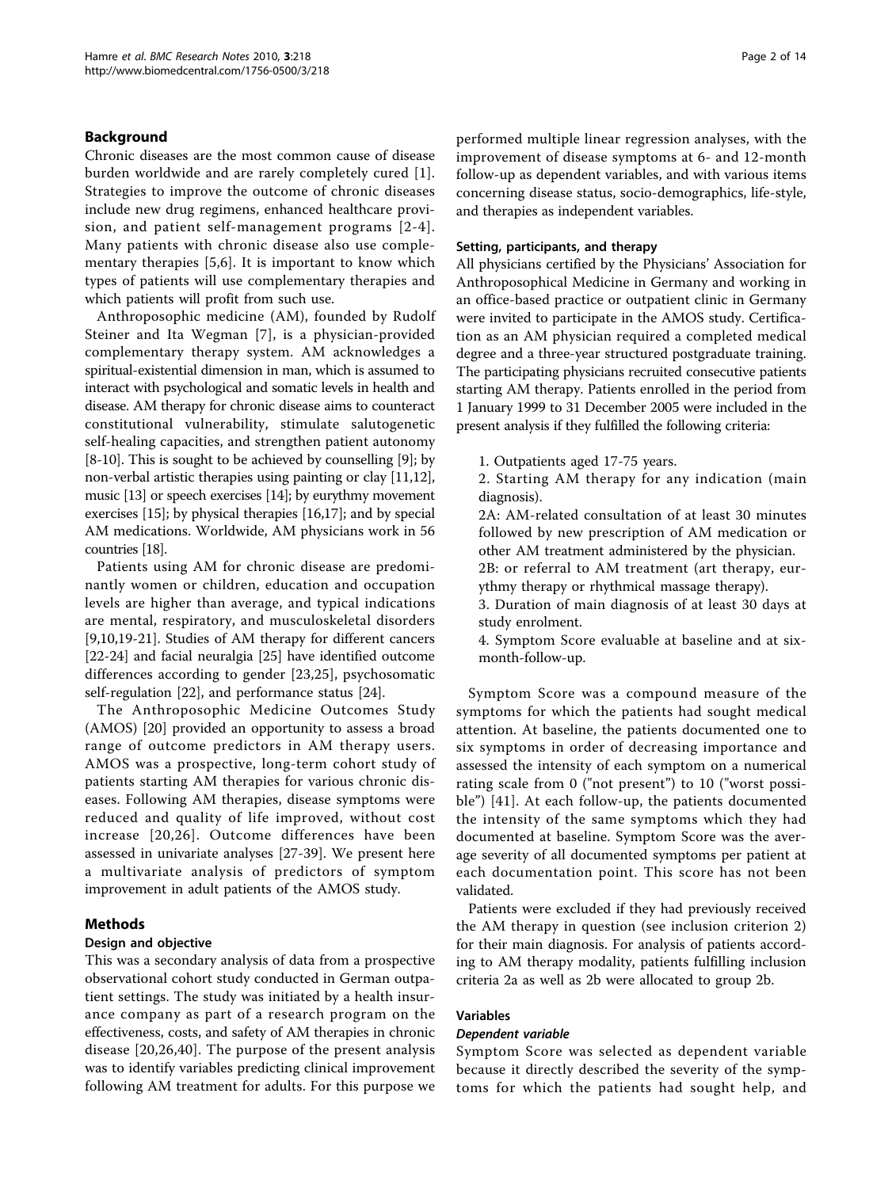## Background

Chronic diseases are the most common cause of disease burden worldwide and are rarely completely cured [1]. Strategies to improve the outcome of chronic diseases include new drug regimens, enhanced healthcare provision, and patient self-management programs [2-4]. Many patients with chronic disease also use complementary therapies [5,6]. It is important to know which types of patients will use complementary therapies and which patients will profit from such use.

Anthroposophic medicine (AM), founded by Rudolf Steiner and Ita Wegman [7], is a physician-provided complementary therapy system. AM acknowledges a spiritual-existential dimension in man, which is assumed to interact with psychological and somatic levels in health and disease. AM therapy for chronic disease aims to counteract constitutional vulnerability, stimulate salutogenetic self-healing capacities, and strengthen patient autonomy [8-10]. This is sought to be achieved by counselling [9]; by non-verbal artistic therapies using painting or clay [11,12], music [13] or speech exercises [14]; by eurythmy movement exercises [15]; by physical therapies [16,17]; and by special AM medications. Worldwide, AM physicians work in 56 countries [18].

Patients using AM for chronic disease are predominantly women or children, education and occupation levels are higher than average, and typical indications are mental, respiratory, and musculoskeletal disorders [9,10,19-21]. Studies of AM therapy for different cancers [22-24] and facial neuralgia [25] have identified outcome differences according to gender [23,25], psychosomatic self-regulation [22], and performance status [24].

The Anthroposophic Medicine Outcomes Study (AMOS) [20] provided an opportunity to assess a broad range of outcome predictors in AM therapy users. AMOS was a prospective, long-term cohort study of patients starting AM therapies for various chronic diseases. Following AM therapies, disease symptoms were reduced and quality of life improved, without cost increase [20,26]. Outcome differences have been assessed in univariate analyses [27-39]. We present here a multivariate analysis of predictors of symptom improvement in adult patients of the AMOS study.

## Methods

### Design and objective

This was a secondary analysis of data from a prospective observational cohort study conducted in German outpatient settings. The study was initiated by a health insurance company as part of a research program on the effectiveness, costs, and safety of AM therapies in chronic disease [20,26,40]. The purpose of the present analysis was to identify variables predicting clinical improvement following AM treatment for adults. For this purpose we performed multiple linear regression analyses, with the improvement of disease symptoms at 6- and 12-month follow-up as dependent variables, and with various items concerning disease status, socio-demographics, life-style, and therapies as independent variables.

### Setting, participants, and therapy

All physicians certified by the Physicians' Association for Anthroposophical Medicine in Germany and working in an office-based practice or outpatient clinic in Germany were invited to participate in the AMOS study. Certification as an AM physician required a completed medical degree and a three-year structured postgraduate training. The participating physicians recruited consecutive patients starting AM therapy. Patients enrolled in the period from 1 January 1999 to 31 December 2005 were included in the present analysis if they fulfilled the following criteria:

1. Outpatients aged 17-75 years.
2. Starting AM therapy for any indication (main diagnosis).
   2A: AM-related consultation of at least 30 minutes followed by new prescription of AM medication or other AM treatment administered by the physician.
   2B: or referral to AM treatment (art therapy, eurythmy therapy or rhythmical massage therapy).
3. Duration of main diagnosis of at least 30 days at study enrolment.
4. Symptom Score evaluable at baseline and at six-month-follow-up.

Symptom Score was a compound measure of the symptoms for which the patients had sought medical attention. At baseline, the patients documented one to six symptoms in order of decreasing importance and assessed the intensity of each symptom on a numerical rating scale from 0 ("not present") to 10 ("worst possible") [41]. At each follow-up, the patients documented the intensity of the same symptoms which they had documented at baseline. Symptom Score was the average severity of all documented symptoms per patient at each documentation point. This score has not been validated.

Patients were excluded if they had previously received the AM therapy in question (see inclusion criterion 2) for their main diagnosis. For analysis of patients according to AM therapy modality, patients fulfilling inclusion criteria 2a as well as 2b were allocated to group 2b.

### Variables

#### Dependent variable

Symptom Score was selected as dependent variable because it directly described the severity of the symptoms for which the patients had sought help, and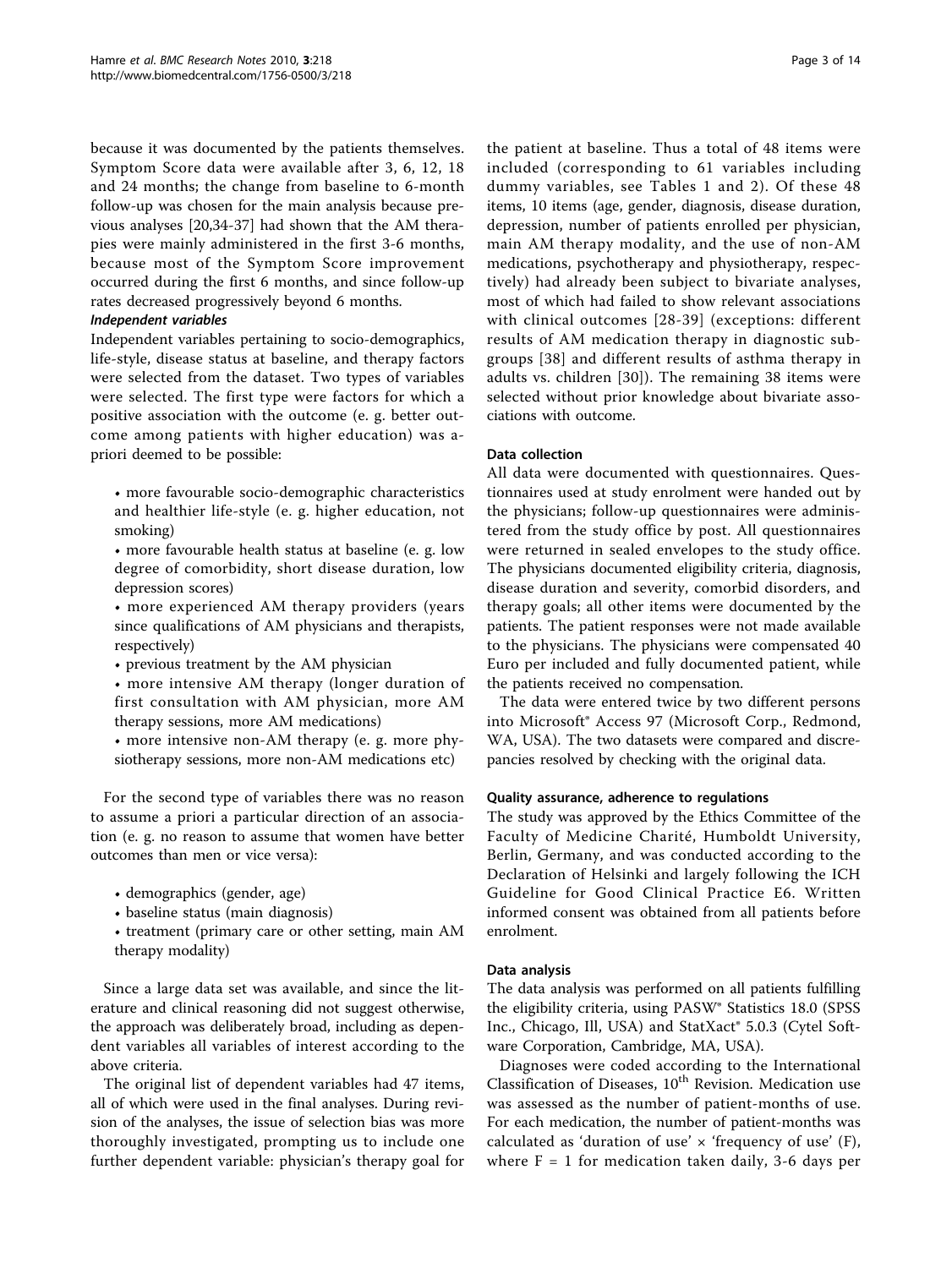because it was documented by the patients themselves. Symptom Score data were available after 3, 6, 12, 18 and 24 months; the change from baseline to 6-month follow-up was chosen for the main analysis because previous analyses [20,34-37] had shown that the AM therapies were mainly administered in the first 3-6 months, because most of the Symptom Score improvement occurred during the first 6 months, and since follow-up rates decreased progressively beyond 6 months.

#### *Independent variables*

Independent variables pertaining to socio-demographics, life-style, disease status at baseline, and therapy factors were selected from the dataset. Two types of variables were selected. The first type were factors for which a positive association with the outcome (e. g. better outcome among patients with higher education) was a-priori deemed to be possible:

- more favourable socio-demographic characteristics and healthier life-style (e. g. higher education, not smoking)
- more favourable health status at baseline (e. g. low degree of comorbidity, short disease duration, low depression scores)
- more experienced AM therapy providers (years since qualifications of AM physicians and therapists, respectively)
- previous treatment by the AM physician
- more intensive AM therapy (longer duration of first consultation with AM physician, more AM therapy sessions, more AM medications)
- more intensive non-AM therapy (e. g. more physiotherapy sessions, more non-AM medications etc)

For the second type of variables there was no reason to assume a priori a particular direction of an association (e. g. no reason to assume that women have better outcomes than men or vice versa):

- demographics (gender, age)
- baseline status (main diagnosis)
- treatment (primary care or other setting, main AM therapy modality)

Since a large data set was available, and since the literature and clinical reasoning did not suggest otherwise, the approach was deliberately broad, including as dependent variables all variables of interest according to the above criteria.

The original list of dependent variables had 47 items, all of which were used in the final analyses. During revision of the analyses, the issue of selection bias was more thoroughly investigated, prompting us to include one further dependent variable: physician's therapy goal for the patient at baseline. Thus a total of 48 items were included (corresponding to 61 variables including dummy variables, see Tables 1 and 2). Of these 48 items, 10 items (age, gender, diagnosis, disease duration, depression, number of patients enrolled per physician, main AM therapy modality, and the use of non-AM medications, psychotherapy and physiotherapy, respectively) had already been subject to bivariate analyses, most of which had failed to show relevant associations with clinical outcomes [28-39] (exceptions: different results of AM medication therapy in diagnostic subgroups [38] and different results of asthma therapy in adults vs. children [30]). The remaining 38 items were selected without prior knowledge about bivariate associations with outcome.

### Data collection

All data were documented with questionnaires. Questionnaires used at study enrolment were handed out by the physicians; follow-up questionnaires were administered from the study office by post. All questionnaires were returned in sealed envelopes to the study office. The physicians documented eligibility criteria, diagnosis, disease duration and severity, comorbid disorders, and therapy goals; all other items were documented by the patients. The patient responses were not made available to the physicians. The physicians were compensated 40 Euro per included and fully documented patient, while the patients received no compensation.

The data were entered twice by two different persons into Microsoft® Access 97 (Microsoft Corp., Redmond, WA, USA). The two datasets were compared and discrepancies resolved by checking with the original data.

### Quality assurance, adherence to regulations

The study was approved by the Ethics Committee of the Faculty of Medicine Charité, Humboldt University, Berlin, Germany, and was conducted according to the Declaration of Helsinki and largely following the ICH Guideline for Good Clinical Practice E6. Written informed consent was obtained from all patients before enrolment.

### Data analysis

The data analysis was performed on all patients fulfilling the eligibility criteria, using PASW® Statistics 18.0 (SPSS Inc., Chicago, Ill, USA) and StatXact® 5.0.3 (Cytel Software Corporation, Cambridge, MA, USA).

Diagnoses were coded according to the International Classification of Diseases, 10th Revision. Medication use was assessed as the number of patient-months of use. For each medication, the number of patient-months was calculated as 'duration of use' × 'frequency of use' (F), where F = 1 for medication taken daily, 3-6 days per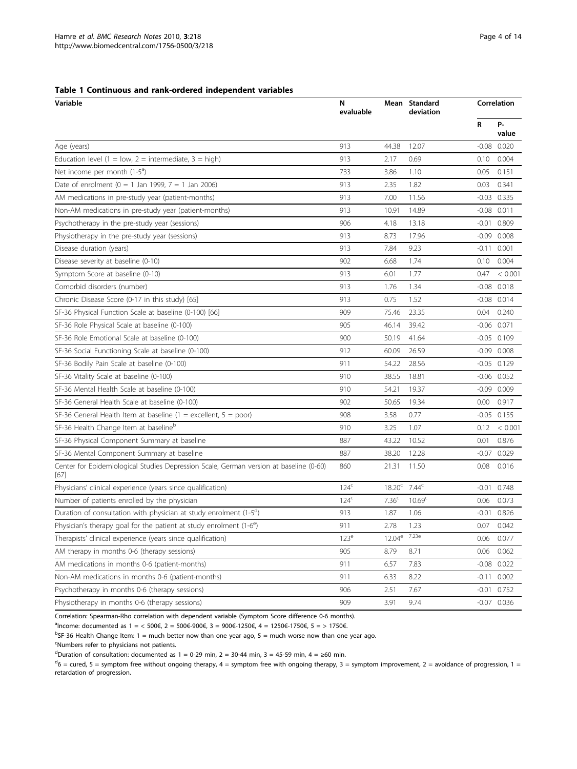**Table 1 Continuous and rank-ordered independent variables**

| Variable | N evaluable | Mean | Standard deviation | Correlation | |
|---|---|---|---|---|---|
| | | | | R | P-value |
| Age (years) | 913 | 44.38 | 12.07 | -0.08 | 0.020 |
| Education level (1 = low, 2 = intermediate, 3 = high) | 913 | 2.17 | 0.69 | 0.10 | 0.004 |
| Net income per month (1-5[a]) | 733 | 3.86 | 1.10 | 0.05 | 0.151 |
| Date of enrolment (0 = 1 Jan 1999, 7 = 1 Jan 2006) | 913 | 2.35 | 1.82 | 0.03 | 0.341 |
| AM medications in pre-study year (patient-months) | 913 | 7.00 | 11.56 | -0.03 | 0.335 |
| Non-AM medications in pre-study year (patient-months) | 913 | 10.91 | 14.89 | -0.08 | 0.011 |
| Psychotherapy in the pre-study year (sessions) | 906 | 4.18 | 13.18 | -0.01 | 0.809 |
| Physiotherapy in the pre-study year (sessions) | 913 | 8.73 | 17.96 | -0.09 | 0.008 |
| Disease duration (years) | 913 | 7.84 | 9.23 | -0.11 | 0.001 |
| Disease severity at baseline (0-10) | 902 | 6.68 | 1.74 | 0.10 | 0.004 |
| Symptom Score at baseline (0-10) | 913 | 6.01 | 1.77 | 0.47 | < 0.001 |
| Comorbid disorders (number) | 913 | 1.76 | 1.34 | -0.08 | 0.018 |
| Chronic Disease Score (0-17 in this study) [65] | 913 | 0.75 | 1.52 | -0.08 | 0.014 |
| SF-36 Physical Function Scale at baseline (0-100) [66] | 909 | 75.46 | 23.35 | 0.04 | 0.240 |
| SF-36 Role Physical Scale at baseline (0-100) | 905 | 46.14 | 39.42 | -0.06 | 0.071 |
| SF-36 Role Emotional Scale at baseline (0-100) | 900 | 50.19 | 41.64 | -0.05 | 0.109 |
| SF-36 Social Functioning Scale at baseline (0-100) | 912 | 60.09 | 26.59 | -0.09 | 0.008 |
| SF-36 Bodily Pain Scale at baseline (0-100) | 911 | 54.22 | 28.56 | -0.05 | 0.129 |
| SF-36 Vitality Scale at baseline (0-100) | 910 | 38.55 | 18.81 | -0.06 | 0.052 |
| SF-36 Mental Health Scale at baseline (0-100) | 910 | 54.21 | 19.37 | -0.09 | 0.009 |
| SF-36 General Health Scale at baseline (0-100) | 902 | 50.65 | 19.34 | 0.00 | 0.917 |
| SF-36 General Health Item at baseline (1 = excellent, 5 = poor) | 908 | 3.58 | 0.77 | -0.05 | 0.155 |
| SF-36 Health Change Item at baseline[b] | 910 | 3.25 | 1.07 | 0.12 | < 0.001 |
| SF-36 Physical Component Summary at baseline | 887 | 43.22 | 10.52 | 0.01 | 0.876 |
| SF-36 Mental Component Summary at baseline | 887 | 38.20 | 12.28 | -0.07 | 0.029 |
| Center for Epidemiological Studies Depression Scale, German version at baseline (0-60) [67] | 860 | 21.31 | 11.50 | 0.08 | 0.016 |
| Physicians' clinical experience (years since qualification) | 124[c] | 18.20[c] | 7.44[c] | -0.01 | 0.748 |
| Number of patients enrolled by the physician | 124[c] | 7.36[c] | 10.69[c] | 0.06 | 0.073 |
| Duration of consultation with physician at study enrolment (1-5[d]) | 913 | 1.87 | 1.06 | -0.01 | 0.826 |
| Physician's therapy goal for the patient at study enrolment (1-6[e]) | 911 | 2.78 | 1.23 | 0.07 | 0.042 |
| Therapists' clinical experience (years since qualification) | 123[e] | 12.04[e] | 7.23[e] | 0.06 | 0.077 |
| AM therapy in months 0-6 (therapy sessions) | 905 | 8.79 | 8.71 | 0.06 | 0.062 |
| AM medications in months 0-6 (patient-months) | 911 | 6.57 | 7.83 | -0.08 | 0.022 |
| Non-AM medications in months 0-6 (patient-months) | 911 | 6.33 | 8.22 | -0.11 | 0.002 |
| Psychotherapy in months 0-6 (therapy sessions) | 906 | 2.51 | 7.67 | -0.01 | 0.752 |
| Physiotherapy in months 0-6 (therapy sessions) | 909 | 3.91 | 9.74 | -0.07 | 0.036 |

Correlation: Spearman-Rho correlation with dependent variable (Symptom Score difference 0-6 months).

[a]Income: documented as 1 = < 500€, 2 = 500€-900€, 3 = 900€-1250€, 4 = 1250€-1750€, 5 = > 1750€.

[b]SF-36 Health Change Item: 1 = much better now than one year ago, 5 = much worse now than one year ago.

[c]Numbers refer to physicians not patients.

[d]Duration of consultation: documented as 1 = 0-29 min, 2 = 30-44 min, 3 = 45-59 min, 4 = ≥60 min.

[d]6 = cured, 5 = symptom free without ongoing therapy, 4 = symptom free with ongoing therapy, 3 = symptom improvement, 2 = avoidance of progression, 1 = retardation of progression.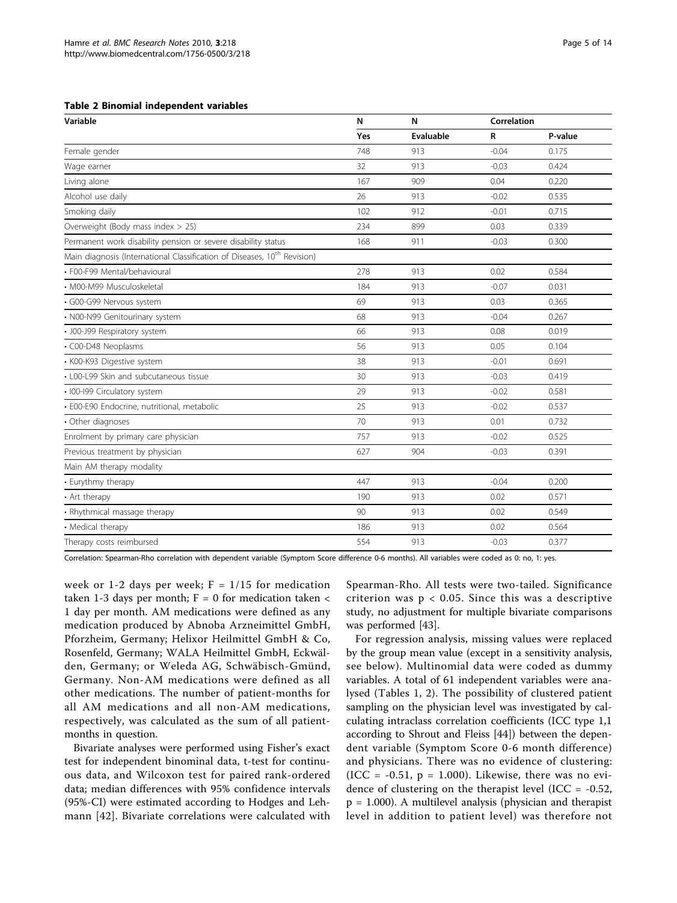**Table 2 Binomial independent variables**

| Variable | N | N | Correlation | |
|---|---|---|---|---|
| | Yes | Evaluable | R | P-value |
| Female gender | 748 | 913 | -0.04 | 0.175 |
| Wage earner | 32 | 913 | -0.03 | 0.424 |
| Living alone | 167 | 909 | 0.04 | 0.220 |
| Alcohol use daily | 26 | 913 | -0.02 | 0.535 |
| Smoking daily | 102 | 912 | -0.01 | 0.715 |
| Overweight (Body mass index > 25) | 234 | 899 | 0.03 | 0.339 |
| Permanent work disability pension or severe disability status | 168 | 911 | -0.03 | 0.300 |
| Main diagnosis (International Classification of Diseases, 10th Revision) | | | | |
| • F00-F99 Mental/behavioural | 278 | 913 | 0.02 | 0.584 |
| • M00-M99 Musculoskeletal | 184 | 913 | -0.07 | 0.031 |
| • G00-G99 Nervous system | 69 | 913 | 0.03 | 0.365 |
| • N00-N99 Genitourinary system | 68 | 913 | -0.04 | 0.267 |
| • J00-J99 Respiratory system | 66 | 913 | 0.08 | 0.019 |
| • C00-D48 Neoplasms | 56 | 913 | 0.05 | 0.104 |
| • K00-K93 Digestive system | 38 | 913 | -0.01 | 0.691 |
| • L00-L99 Skin and subcutaneous tissue | 30 | 913 | -0.03 | 0.419 |
| • I00-I99 Circulatory system | 29 | 913 | -0.02 | 0.581 |
| • E00-E90 Endocrine, nutritional, metabolic | 25 | 913 | -0.02 | 0.537 |
| • Other diagnoses | 70 | 913 | 0.01 | 0.732 |
| Enrolment by primary care physician | 757 | 913 | -0.02 | 0.525 |
| Previous treatment by physician | 627 | 904 | -0.03 | 0.391 |
| Main AM therapy modality | | | | |
| • Eurythmy therapy | 447 | 913 | -0.04 | 0.200 |
| • Art therapy | 190 | 913 | 0.02 | 0.571 |
| • Rhythmical massage therapy | 90 | 913 | 0.02 | 0.549 |
| • Medical therapy | 186 | 913 | 0.02 | 0.564 |
| Therapy costs reimbursed | 554 | 913 | -0.03 | 0.377 |

Correlation: Spearman-Rho correlation with dependent variable (Symptom Score difference 0-6 months). All variables were coded as 0: no, 1: yes.

week or 1-2 days per week; F = 1/15 for medication taken 1-3 days per month; F = 0 for medication taken < 1 day per month. AM medications were defined as any medication produced by Abnoba Arzneimittel GmbH, Pforzheim, Germany; Helixor Heilmittel GmbH & Co, Rosenfeld, Germany; WALA Heilmittel GmbH, Eckwälden, Germany; or Weleda AG, Schwäbisch-Gmünd, Germany. Non-AM medications were defined as all other medications. The number of patient-months for all AM medications and all non-AM medications, respectively, was calculated as the sum of all patient-months in question.

Bivariate analyses were performed using Fisher's exact test for independent binominal data, t-test for continuous data, and Wilcoxon test for paired rank-ordered data; median differences with 95% confidence intervals (95%-CI) were estimated according to Hodges and Lehmann [42]. Bivariate correlations were calculated with Spearman-Rho. All tests were two-tailed. Significance criterion was $p < 0.05$. Since this was a descriptive study, no adjustment for multiple bivariate comparisons was performed [43].

For regression analysis, missing values were replaced by the group mean value (except in a sensitivity analysis, see below). Multinomial data were coded as dummy variables. A total of 61 independent variables were analysed (Tables 1, 2). The possibility of clustered patient sampling on the physician level was investigated by calculating intraclass correlation coefficients (ICC type 1,1 according to Shrout and Fleiss [44]) between the dependent variable (Symptom Score 0-6 month difference) and physicians. There was no evidence of clustering: (ICC = -0.51, $p = 1.000$). Likewise, there was no evidence of clustering on the therapist level (ICC = -0.52, $p = 1.000$). A multilevel analysis (physician and therapist level in addition to patient level) was therefore not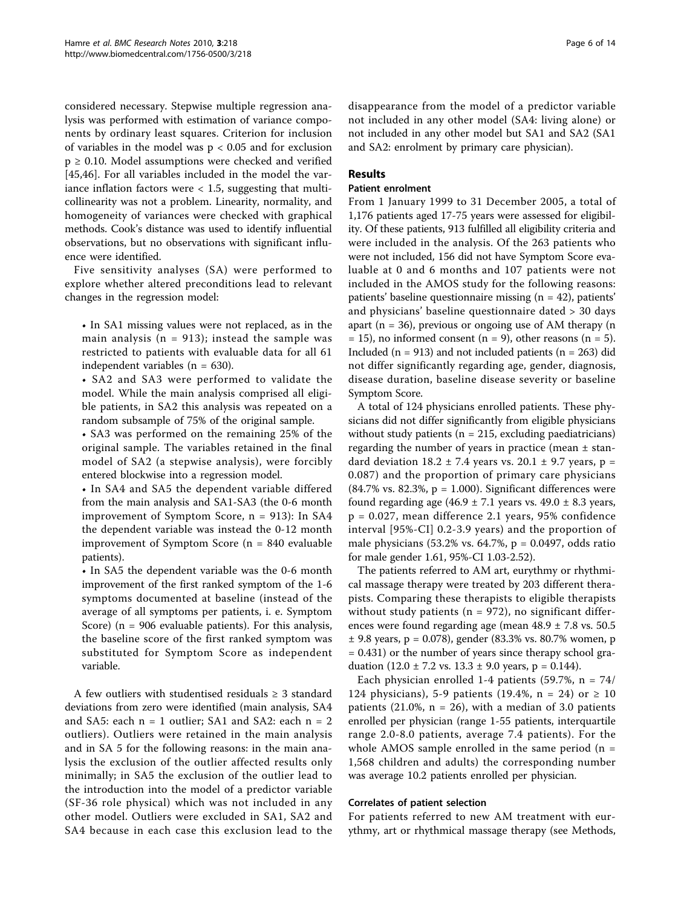considered necessary. Stepwise multiple regression analysis was performed with estimation of variance components by ordinary least squares. Criterion for inclusion of variables in the model was $p < 0.05$ and for exclusion $p \geq 0.10$. Model assumptions were checked and verified [45,46]. For all variables included in the model the variance inflation factors were < 1.5, suggesting that multicollinearity was not a problem. Linearity, normality, and homogeneity of variances were checked with graphical methods. Cook's distance was used to identify influential observations, but no observations with significant influence were identified.

Five sensitivity analyses (SA) were performed to explore whether altered preconditions lead to relevant changes in the regression model:

- In SA1 missing values were not replaced, as in the main analysis (n = 913); instead the sample was restricted to patients with evaluable data for all 61 independent variables (n = 630).
- SA2 and SA3 were performed to validate the model. While the main analysis comprised all eligible patients, in SA2 this analysis was repeated on a random subsample of 75% of the original sample.
- SA3 was performed on the remaining 25% of the original sample. The variables retained in the final model of SA2 (a stepwise analysis), were forcibly entered blockwise into a regression model.
- In SA4 and SA5 the dependent variable differed from the main analysis and SA1-SA3 (the 0-6 month improvement of Symptom Score, n = 913): In SA4 the dependent variable was instead the 0-12 month improvement of Symptom Score (n = 840 evaluable patients).
- In SA5 the dependent variable was the 0-6 month improvement of the first ranked symptom of the 1-6 symptoms documented at baseline (instead of the average of all symptoms per patients, i. e. Symptom Score) (n = 906 evaluable patients). For this analysis, the baseline score of the first ranked symptom was substituted for Symptom Score as independent variable.

A few outliers with studentised residuals ≥ 3 standard deviations from zero were identified (main analysis, SA4 and SA5: each n = 1 outlier; SA1 and SA2: each n = 2 outliers). Outliers were retained in the main analysis and in SA 5 for the following reasons: in the main analysis the exclusion of the outlier affected results only minimally; in SA5 the exclusion of the outlier lead to the introduction into the model of a predictor variable (SF-36 role physical) which was not included in any other model. Outliers were excluded in SA1, SA2 and SA4 because in each case this exclusion lead to the disappearance from the model of a predictor variable not included in any other model (SA4: living alone) or not included in any other model but SA1 and SA2 (SA1 and SA2: enrolment by primary care physician).

## Results

### Patient enrolment

From 1 January 1999 to 31 December 2005, a total of 1,176 patients aged 17-75 years were assessed for eligibility. Of these patients, 913 fulfilled all eligibility criteria and were included in the analysis. Of the 263 patients who were not included, 156 did not have Symptom Score evaluable at 0 and 6 months and 107 patients were not included in the AMOS study for the following reasons: patients' baseline questionnaire missing (n = 42), patients' and physicians' baseline questionnaire dated > 30 days apart (n = 36), previous or ongoing use of AM therapy (n = 15), no informed consent (n = 9), other reasons (n = 5). Included (n = 913) and not included patients (n = 263) did not differ significantly regarding age, gender, diagnosis, disease duration, baseline disease severity or baseline Symptom Score.

A total of 124 physicians enrolled patients. These physicians did not differ significantly from eligible physicians without study patients (n = 215, excluding paediatricians) regarding the number of years in practice (mean ± standard deviation 18.2 ± 7.4 years vs. 20.1 ± 9.7 years, $p = 0.087$) and the proportion of primary care physicians (84.7% vs. 82.3%, $p = 1.000$). Significant differences were found regarding age (46.9 ± 7.1 years vs. 49.0 ± 8.3 years, $p = 0.027$, mean difference 2.1 years, 95% confidence interval [95%-CI] 0.2-3.9 years) and the proportion of male physicians (53.2% vs. 64.7%, $p = 0.0497$, odds ratio for male gender 1.61, 95%-CI 1.03-2.52).

The patients referred to AM art, eurythmy or rhythmical massage therapy were treated by 203 different therapists. Comparing these therapists to eligible therapists without study patients (n = 972), no significant differences were found regarding age (mean 48.9 ± 7.8 vs. 50.5 ± 9.8 years, $p = 0.078$), gender (83.3% vs. 80.7% women, $p = 0.431$) or the number of years since therapy school graduation (12.0 ± 7.2 vs. 13.3 ± 9.0 years, $p = 0.144$).

Each physician enrolled 1-4 patients (59.7%, n = 74/124 physicians), 5-9 patients (19.4%, n = 24) or ≥ 10 patients (21.0%, n = 26), with a median of 3.0 patients enrolled per physician (range 1-55 patients, interquartile range 2.0-8.0 patients, average 7.4 patients). For the whole AMOS sample enrolled in the same period (n = 1,568 children and adults) the corresponding number was average 10.2 patients enrolled per physician.

### Correlates of patient selection

For patients referred to new AM treatment with eurythmy, art or rhythmical massage therapy (see Methods,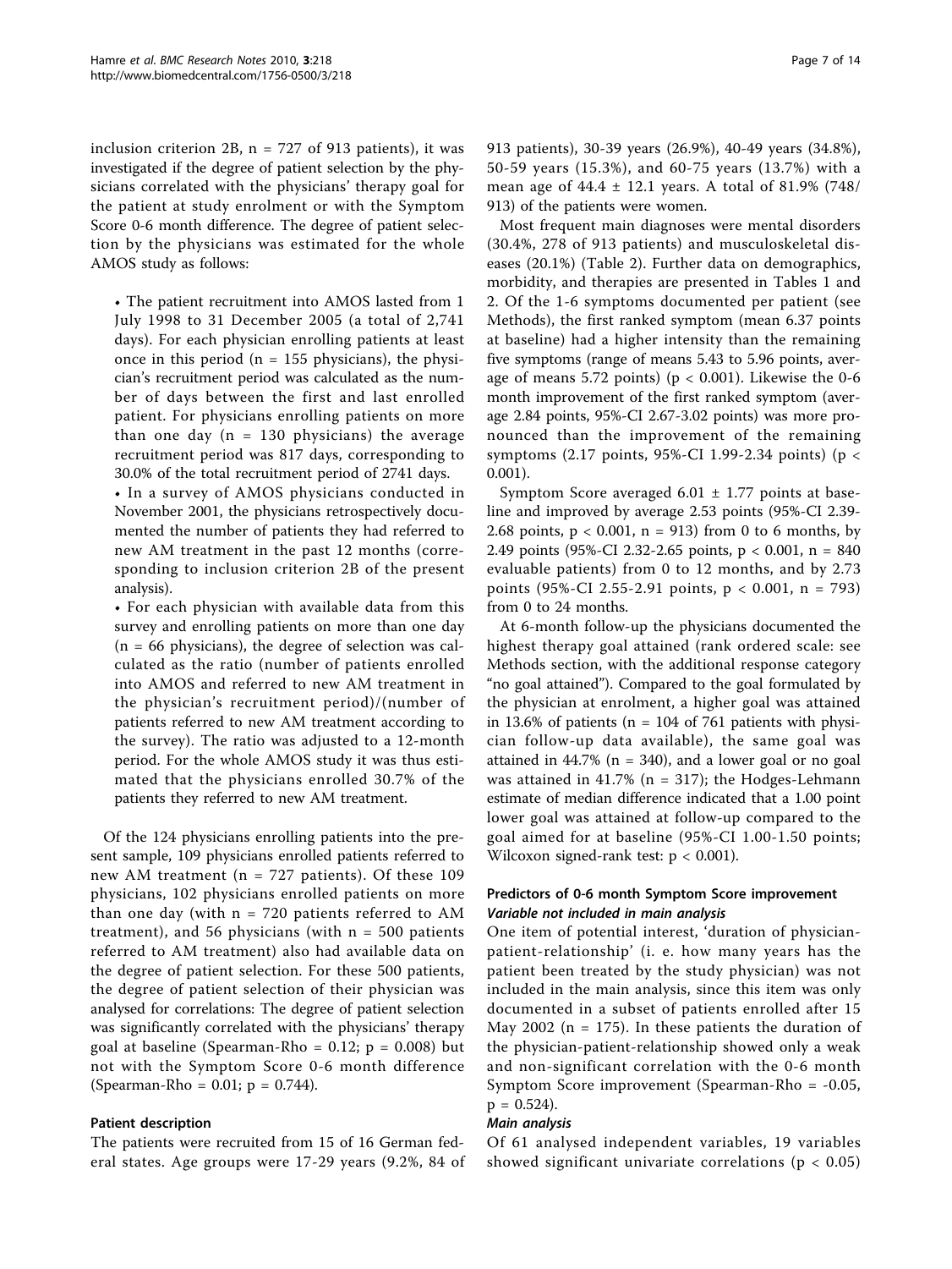inclusion criterion 2B, n = 727 of 913 patients), it was investigated if the degree of patient selection by the physicians correlated with the physicians' therapy goal for the patient at study enrolment or with the Symptom Score 0-6 month difference. The degree of patient selection by the physicians was estimated for the whole AMOS study as follows:

- The patient recruitment into AMOS lasted from 1 July 1998 to 31 December 2005 (a total of 2,741 days). For each physician enrolling patients at least once in this period (n = 155 physicians), the physician's recruitment period was calculated as the number of days between the first and last enrolled patient. For physicians enrolling patients on more than one day (n = 130 physicians) the average recruitment period was 817 days, corresponding to 30.0% of the total recruitment period of 2741 days.
- In a survey of AMOS physicians conducted in November 2001, the physicians retrospectively documented the number of patients they had referred to new AM treatment in the past 12 months (corresponding to inclusion criterion 2B of the present analysis).
- For each physician with available data from this survey and enrolling patients on more than one day (n = 66 physicians), the degree of selection was calculated as the ratio (number of patients enrolled into AMOS and referred to new AM treatment in the physician's recruitment period)/(number of patients referred to new AM treatment according to the survey). The ratio was adjusted to a 12-month period. For the whole AMOS study it was thus estimated that the physicians enrolled 30.7% of the patients they referred to new AM treatment.

Of the 124 physicians enrolling patients into the present sample, 109 physicians enrolled patients referred to new AM treatment (n = 727 patients). Of these 109 physicians, 102 physicians enrolled patients on more than one day (with n = 720 patients referred to AM treatment), and 56 physicians (with n = 500 patients referred to AM treatment) also had available data on the degree of patient selection. For these 500 patients, the degree of patient selection of their physician was analysed for correlations: The degree of patient selection was significantly correlated with the physicians' therapy goal at baseline (Spearman-Rho = 0.12; p = 0.008) but not with the Symptom Score 0-6 month difference (Spearman-Rho = 0.01; p = 0.744).

## Patient description

The patients were recruited from 15 of 16 German federal states. Age groups were 17-29 years (9.2%, 84 of 913 patients), 30-39 years (26.9%), 40-49 years (34.8%), 50-59 years (15.3%), and 60-75 years (13.7%) with a mean age of 44.4 ± 12.1 years. A total of 81.9% (748/913) of the patients were women.

Most frequent main diagnoses were mental disorders (30.4%, 278 of 913 patients) and musculoskeletal diseases (20.1%) (Table 2). Further data on demographics, morbidity, and therapies are presented in Tables 1 and 2. Of the 1-6 symptoms documented per patient (see Methods), the first ranked symptom (mean 6.37 points at baseline) had a higher intensity than the remaining five symptoms (range of means 5.43 to 5.96 points, average of means 5.72 points) (p < 0.001). Likewise the 0-6 month improvement of the first ranked symptom (average 2.84 points, 95%-CI 2.67-3.02 points) was more pronounced than the improvement of the remaining symptoms (2.17 points, 95%-CI 1.99-2.34 points) (p < 0.001).

Symptom Score averaged 6.01 ± 1.77 points at baseline and improved by average 2.53 points (95%-CI 2.39-2.68 points, p < 0.001, n = 913) from 0 to 6 months, by 2.49 points (95%-CI 2.32-2.65 points, p < 0.001, n = 840 evaluable patients) from 0 to 12 months, and by 2.73 points (95%-CI 2.55-2.91 points, p < 0.001, n = 793) from 0 to 24 months.

At 6-month follow-up the physicians documented the highest therapy goal attained (rank ordered scale: see Methods section, with the additional response category "no goal attained"). Compared to the goal formulated by the physician at enrolment, a higher goal was attained in 13.6% of patients (n = 104 of 761 patients with physician follow-up data available), the same goal was attained in 44.7% (n = 340), and a lower goal or no goal was attained in 41.7% (n = 317); the Hodges-Lehmann estimate of median difference indicated that a 1.00 point lower goal was attained at follow-up compared to the goal aimed for at baseline (95%-CI 1.00-1.50 points; Wilcoxon signed-rank test: p < 0.001).

## Predictors of 0-6 month Symptom Score improvement

### *Variable not included in main analysis*

One item of potential interest, 'duration of physician-patient-relationship' (i. e. how many years has the patient been treated by the study physician) was not included in the main analysis, since this item was only documented in a subset of patients enrolled after 15 May 2002 (n = 175). In these patients the duration of the physician-patient-relationship showed only a weak and non-significant correlation with the 0-6 month Symptom Score improvement (Spearman-Rho = -0.05, p = 0.524).

### *Main analysis*

Of 61 analysed independent variables, 19 variables showed significant univariate correlations (p < 0.05)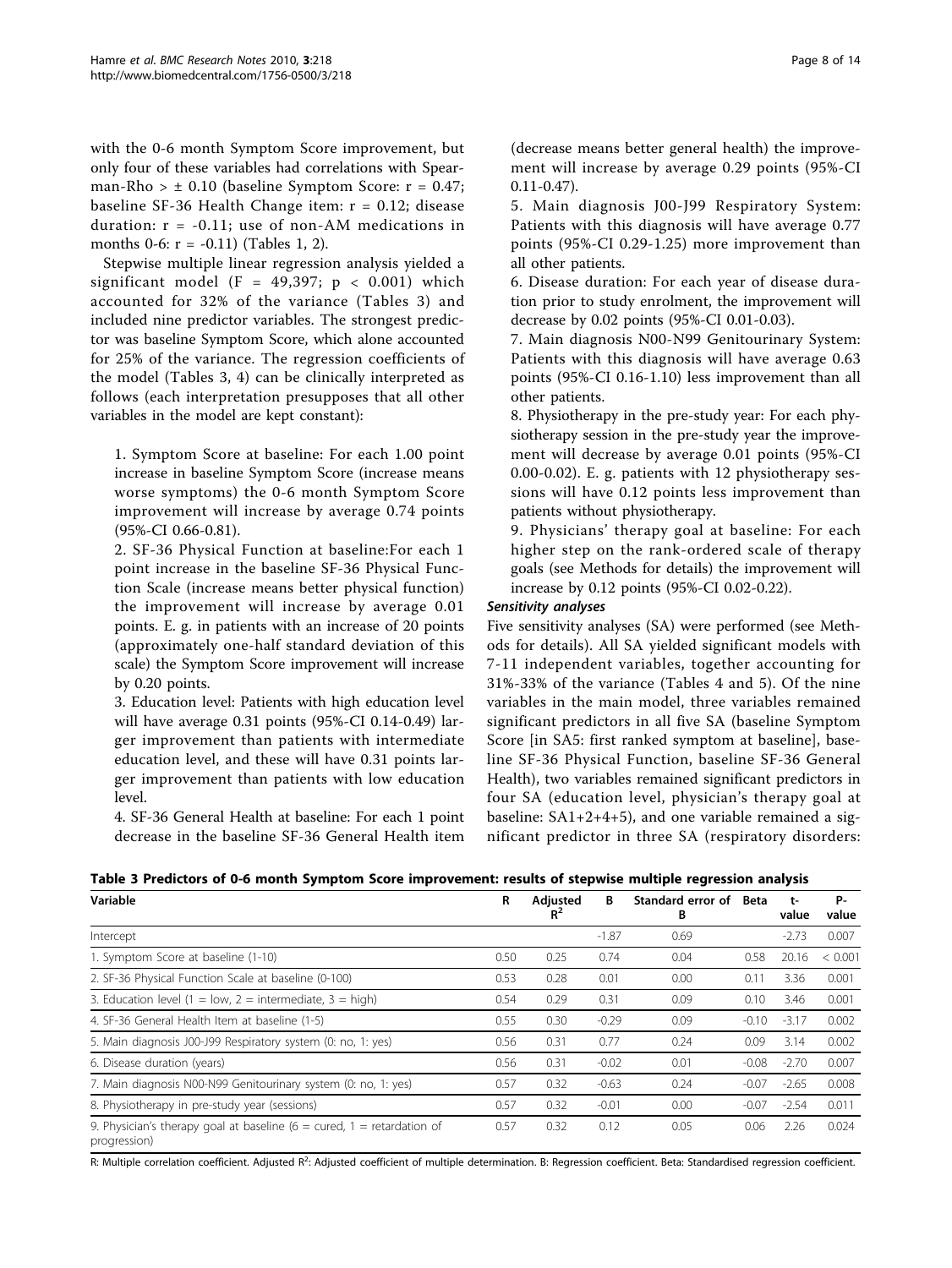with the 0-6 month Symptom Score improvement, but only four of these variables had correlations with Spearman-Rho > ± 0.10 (baseline Symptom Score: r = 0.47; baseline SF-36 Health Change item: r = 0.12; disease duration: r = -0.11; use of non-AM medications in months 0-6: r = -0.11) (Tables 1, 2).

Stepwise multiple linear regression analysis yielded a significant model (F = 49,397; $p < 0.001$) which accounted for 32% of the variance (Tables 3) and included nine predictor variables. The strongest predictor was baseline Symptom Score, which alone accounted for 25% of the variance. The regression coefficients of the model (Tables 3, 4) can be clinically interpreted as follows (each interpretation presupposes that all other variables in the model are kept constant):

1. Symptom Score at baseline: For each 1.00 point increase in baseline Symptom Score (increase means worse symptoms) the 0-6 month Symptom Score improvement will increase by average 0.74 points (95%-CI 0.66-0.81).
2. SF-36 Physical Function at baseline:For each 1 point increase in the baseline SF-36 Physical Function Scale (increase means better physical function) the improvement will increase by average 0.01 points. E. g. in patients with an increase of 20 points (approximately one-half standard deviation of this scale) the Symptom Score improvement will increase by 0.20 points.
3. Education level: Patients with high education level will have average 0.31 points (95%-CI 0.14-0.49) larger improvement than patients with intermediate education level, and these will have 0.31 points larger improvement than patients with low education level.
4. SF-36 General Health at baseline: For each 1 point decrease in the baseline SF-36 General Health item (decrease means better general health) the improvement will increase by average 0.29 points (95%-CI 0.11-0.47).
5. Main diagnosis J00-J99 Respiratory System: Patients with this diagnosis will have average 0.77 points (95%-CI 0.29-1.25) more improvement than all other patients.
6. Disease duration: For each year of disease duration prior to study enrolment, the improvement will decrease by 0.02 points (95%-CI 0.01-0.03).
7. Main diagnosis N00-N99 Genitourinary System: Patients with this diagnosis will have average 0.63 points (95%-CI 0.16-1.10) less improvement than all other patients.
8. Physiotherapy in the pre-study year: For each physiotherapy session in the pre-study year the improvement will decrease by average 0.01 points (95%-CI 0.00-0.02). E. g. patients with 12 physiotherapy sessions will have 0.12 points less improvement than patients without physiotherapy.
9. Physicians' therapy goal at baseline: For each higher step on the rank-ordered scale of therapy goals (see Methods for details) the improvement will increase by 0.12 points (95%-CI 0.02-0.22).

***Sensitivity analyses***

Five sensitivity analyses (SA) were performed (see Methods for details). All SA yielded significant models with 7-11 independent variables, together accounting for 31%-33% of the variance (Tables 4 and 5). Of the nine variables in the main model, three variables remained significant predictors in all five SA (baseline Symptom Score [in SA5: first ranked symptom at baseline], baseline SF-36 Physical Function, baseline SF-36 General Health), two variables remained significant predictors in four SA (education level, physician's therapy goal at baseline: SA1+2+4+5), and one variable remained a significant predictor in three SA (respiratory disorders:

**Table 3 Predictors of 0-6 month Symptom Score improvement: results of stepwise multiple regression analysis**

| Variable | R | Adjusted $R^2$ | B | Standard error of B | Beta | t-value | P-value |
|---|---|---|---|---|---|---|---|
| Intercept | | | -1.87 | 0.69 | | -2.73 | 0.007 |
| 1. Symptom Score at baseline (1-10) | 0.50 | 0.25 | 0.74 | 0.04 | 0.58 | 20.16 | < 0.001 |
| 2. SF-36 Physical Function Scale at baseline (0-100) | 0.53 | 0.28 | 0.01 | 0.00 | 0.11 | 3.36 | 0.001 |
| 3. Education level (1 = low, 2 = intermediate, 3 = high) | 0.54 | 0.29 | 0.31 | 0.09 | 0.10 | 3.46 | 0.001 |
| 4. SF-36 General Health Item at baseline (1-5) | 0.55 | 0.30 | -0.29 | 0.09 | -0.10 | -3.17 | 0.002 |
| 5. Main diagnosis J00-J99 Respiratory system (0: no, 1: yes) | 0.56 | 0.31 | 0.77 | 0.24 | 0.09 | 3.14 | 0.002 |
| 6. Disease duration (years) | 0.56 | 0.31 | -0.02 | 0.01 | -0.08 | -2.70 | 0.007 |
| 7. Main diagnosis N00-N99 Genitourinary system (0: no, 1: yes) | 0.57 | 0.32 | -0.63 | 0.24 | -0.07 | -2.65 | 0.008 |
| 8. Physiotherapy in pre-study year (sessions) | 0.57 | 0.32 | -0.01 | 0.00 | -0.07 | -2.54 | 0.011 |
| 9. Physician's therapy goal at baseline (6 = cured, 1 = retardation of progression) | 0.57 | 0.32 | 0.12 | 0.05 | 0.06 | 2.26 | 0.024 |

R: Multiple correlation coefficient. Adjusted $R^2$: Adjusted coefficient of multiple determination. B: Regression coefficient. Beta: Standardised regression coefficient.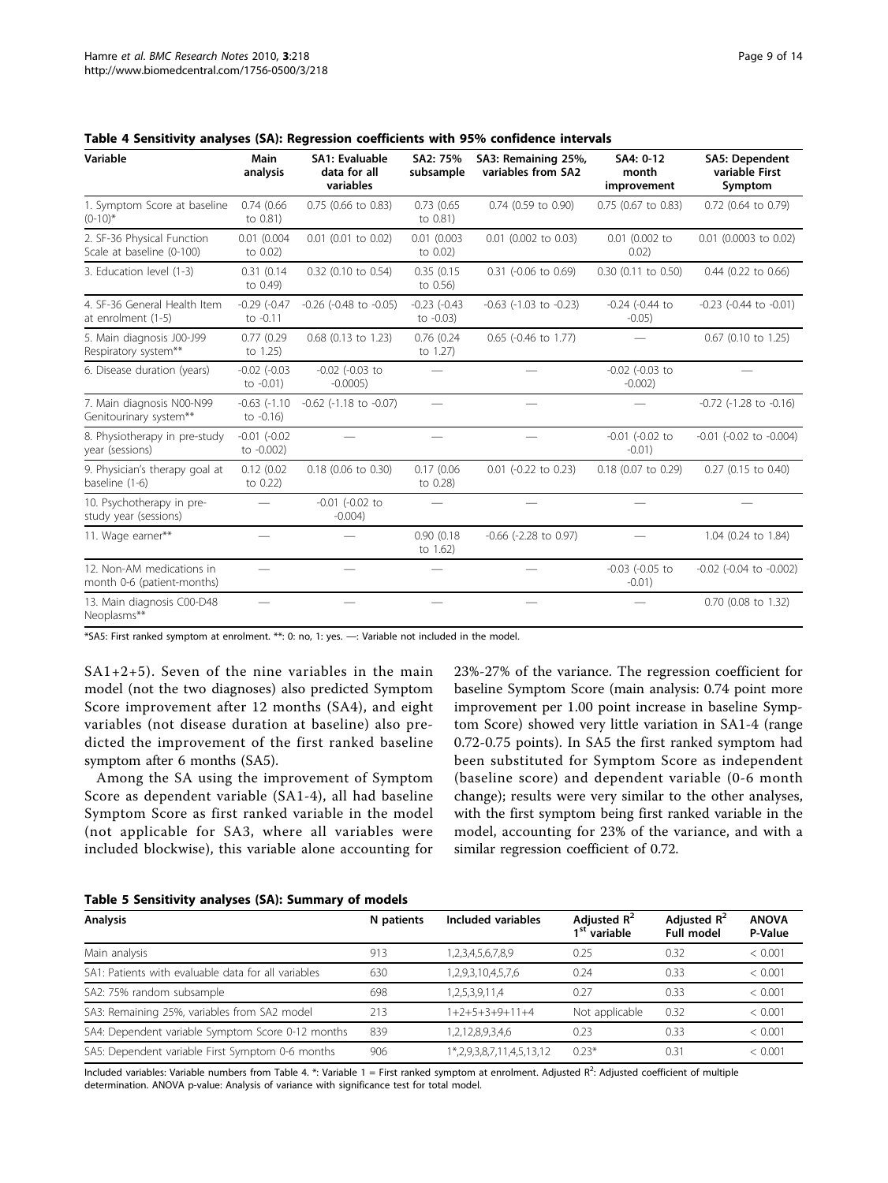**Table 4 Sensitivity analyses (SA): Regression coefficients with 95% confidence intervals**

| Variable | Main analysis | SA1: Evaluable data for all variables | SA2: 75% subsample | SA3: Remaining 25%, variables from SA2 | SA4: 0-12 month improvement | SA5: Dependent variable First Symptom |
|---|---|---|---|---|---|---|
| 1. Symptom Score at baseline (0-10)* | 0.74 (0.66 to 0.81) | 0.75 (0.66 to 0.83) | 0.73 (0.65 to 0.81) | 0.74 (0.59 to 0.90) | 0.75 (0.67 to 0.83) | 0.72 (0.64 to 0.79) |
| 2. SF-36 Physical Function Scale at baseline (0-100) | 0.01 (0.004 to 0.02) | 0.01 (0.01 to 0.02) | 0.01 (0.003 to 0.02) | 0.01 (0.002 to 0.03) | 0.01 (0.002 to 0.02) | 0.01 (0.0003 to 0.02) |
| 3. Education level (1-3) | 0.31 (0.14 to 0.49) | 0.32 (0.10 to 0.54) | 0.35 (0.15 to 0.56) | 0.31 (-0.06 to 0.69) | 0.30 (0.11 to 0.50) | 0.44 (0.22 to 0.66) |
| 4. SF-36 General Health Item at enrolment (1-5) | -0.29 (-0.47 to -0.11 | -0.26 (-0.48 to -0.05) | -0.23 (-0.43 to -0.03) | -0.63 (-1.03 to -0.23) | -0.24 (-0.44 to -0.05) | -0.23 (-0.44 to -0.01) |
| 5. Main diagnosis J00-J99 Respiratory system** | 0.77 (0.29 to 1.25) | 0.68 (0.13 to 1.23) | 0.76 (0.24 to 1.27) | 0.65 (-0.46 to 1.77) | — | 0.67 (0.10 to 1.25) |
| 6. Disease duration (years) | -0.02 (-0.03 to -0.01) | -0.02 (-0.03 to -0.0005) | — | — | -0.02 (-0.03 to -0.002) | — |
| 7. Main diagnosis N00-N99 Genitourinary system** | -0.63 (-1.10 to -0.16) | -0.62 (-1.18 to -0.07) | — | — | — | -0.72 (-1.28 to -0.16) |
| 8. Physiotherapy in pre-study year (sessions) | -0.01 (-0.02 to -0.002) | — | — | — | -0.01 (-0.02 to -0.01) | -0.01 (-0.02 to -0.004) |
| 9. Physician's therapy goal at baseline (1-6) | 0.12 (0.02 to 0.22) | 0.18 (0.06 to 0.30) | 0.17 (0.06 to 0.28) | 0.01 (-0.22 to 0.23) | 0.18 (0.07 to 0.29) | 0.27 (0.15 to 0.40) |
| 10. Psychotherapy in pre-study year (sessions) | — | -0.01 (-0.02 to -0.004) | — | — | — | — |
| 11. Wage earner** | — | — | 0.90 (0.18 to 1.62) | -0.66 (-2.28 to 0.97) | — | 1.04 (0.24 to 1.84) |
| 12. Non-AM medications in month 0-6 (patient-months) | — | — | — | — | -0.03 (-0.05 to -0.01) | -0.02 (-0.04 to -0.002) |
| 13. Main diagnosis C00-D48 Neoplasms** | — | — | — | — | — | 0.70 (0.08 to 1.32) |

*SA5: First ranked symptom at enrolment. **: 0: no, 1: yes. —: Variable not included in the model.

SA1+2+5). Seven of the nine variables in the main model (not the two diagnoses) also predicted Symptom Score improvement after 12 months (SA4), and eight variables (not disease duration at baseline) also predicted the improvement of the first ranked baseline symptom after 6 months (SA5).

Among the SA using the improvement of Symptom Score as dependent variable (SA1-4), all had baseline Symptom Score as first ranked variable in the model (not applicable for SA3, where all variables were included blockwise), this variable alone accounting for 23%-27% of the variance. The regression coefficient for baseline Symptom Score (main analysis: 0.74 point more improvement per 1.00 point increase in baseline Symptom Score) showed very little variation in SA1-4 (range 0.72-0.75 points). In SA5 the first ranked symptom had been substituted for Symptom Score as independent (baseline score) and dependent variable (0-6 month change); results were very similar to the other analyses, with the first symptom being first ranked variable in the model, accounting for 23% of the variance, and with a similar regression coefficient of 0.72.

**Table 5 Sensitivity analyses (SA): Summary of models**

| Analysis | N patients | Included variables | Adjusted $R^2$ 1st variable | Adjusted $R^2$ Full model | ANOVA P-Value |
|---|---|---|---|---|---|
| Main analysis | 913 | 1,2,3,4,5,6,7,8,9 | 0.25 | 0.32 | < 0.001 |
| SA1: Patients with evaluable data for all variables | 630 | 1,2,9,3,10,4,5,7,6 | 0.24 | 0.33 | < 0.001 |
| SA2: 75% random subsample | 698 | 1,2,5,3,9,11,4 | 0.27 | 0.33 | < 0.001 |
| SA3: Remaining 25%, variables from SA2 model | 213 | 1+2+5+3+9+11+4 | Not applicable | 0.32 | < 0.001 |
| SA4: Dependent variable Symptom Score 0-12 months | 839 | 1,2,12,8,9,3,4,6 | 0.23 | 0.33 | < 0.001 |
| SA5: Dependent variable First Symptom 0-6 months | 906 | 1*,2,9,3,8,7,11,4,5,13,12 | 0.23* | 0.31 | < 0.001 |

Included variables: Variable numbers from Table 4. *: Variable 1 = First ranked symptom at enrolment. Adjusted $R^2$: Adjusted coefficient of multiple determination. ANOVA p-value: Analysis of variance with significance test for total model.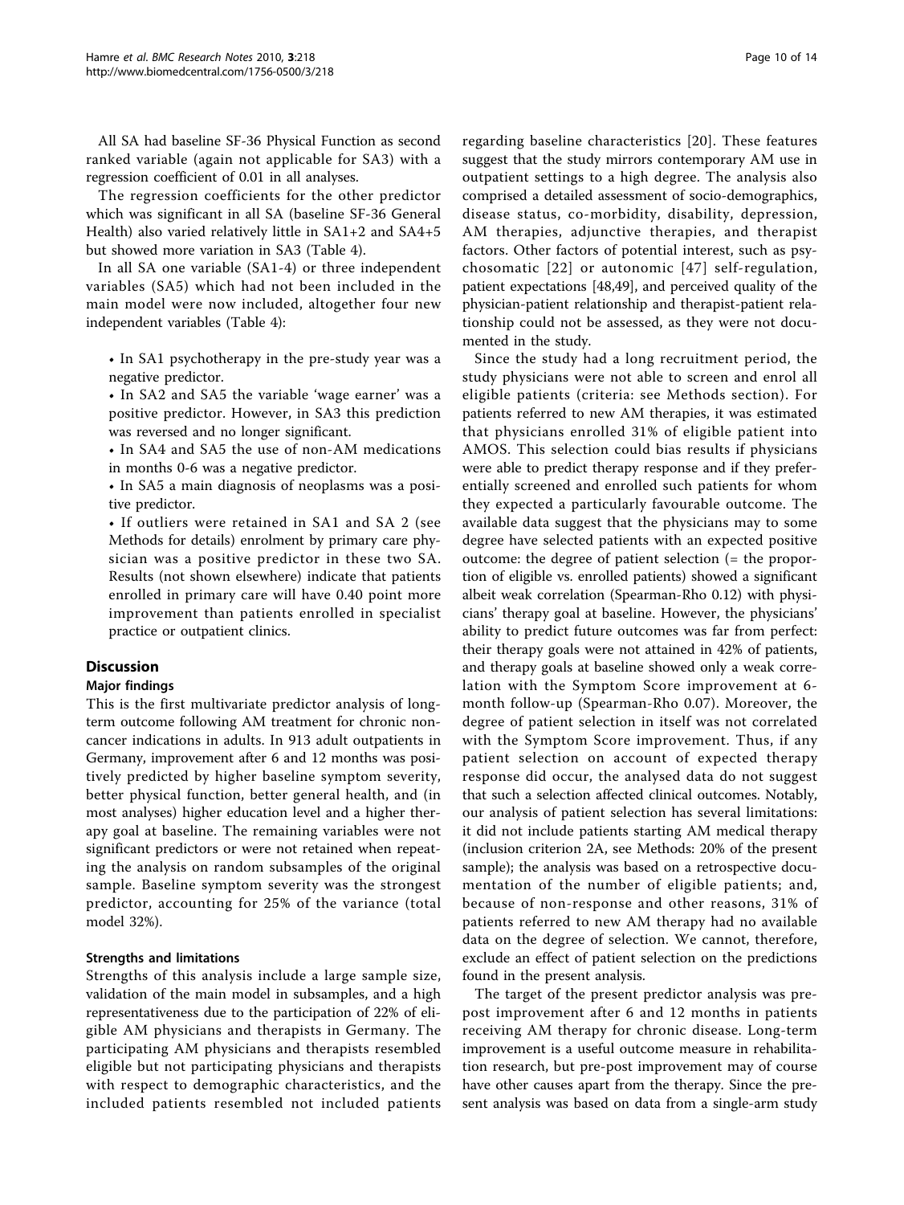All SA had baseline SF-36 Physical Function as second ranked variable (again not applicable for SA3) with a regression coefficient of 0.01 in all analyses.

The regression coefficients for the other predictor which was significant in all SA (baseline SF-36 General Health) also varied relatively little in SA1+2 and SA4+5 but showed more variation in SA3 (Table 4).

In all SA one variable (SA1-4) or three independent variables (SA5) which had not been included in the main model were now included, altogether four new independent variables (Table 4):

- In SA1 psychotherapy in the pre-study year was a negative predictor.
- In SA2 and SA5 the variable 'wage earner' was a positive predictor. However, in SA3 this prediction was reversed and no longer significant.
- In SA4 and SA5 the use of non-AM medications in months 0-6 was a negative predictor.
- In SA5 a main diagnosis of neoplasms was a positive predictor.
- If outliers were retained in SA1 and SA 2 (see Methods for details) enrolment by primary care physician was a positive predictor in these two SA. Results (not shown elsewhere) indicate that patients enrolled in primary care will have 0.40 point more improvement than patients enrolled in specialist practice or outpatient clinics.

## Discussion

### Major findings

This is the first multivariate predictor analysis of long-term outcome following AM treatment for chronic non-cancer indications in adults. In 913 adult outpatients in Germany, improvement after 6 and 12 months was positively predicted by higher baseline symptom severity, better physical function, better general health, and (in most analyses) higher education level and a higher therapy goal at baseline. The remaining variables were not significant predictors or were not retained when repeating the analysis on random subsamples of the original sample. Baseline symptom severity was the strongest predictor, accounting for 25% of the variance (total model 32%).

### Strengths and limitations

Strengths of this analysis include a large sample size, validation of the main model in subsamples, and a high representativeness due to the participation of 22% of eligible AM physicians and therapists in Germany. The participating AM physicians and therapists resembled eligible but not participating physicians and therapists with respect to demographic characteristics, and the included patients resembled not included patients regarding baseline characteristics [20]. These features suggest that the study mirrors contemporary AM use in outpatient settings to a high degree. The analysis also comprised a detailed assessment of socio-demographics, disease status, co-morbidity, disability, depression, AM therapies, adjunctive therapies, and therapist factors. Other factors of potential interest, such as psychosomatic [22] or autonomic [47] self-regulation, patient expectations [48,49], and perceived quality of the physician-patient relationship and therapist-patient relationship could not be assessed, as they were not documented in the study.

Since the study had a long recruitment period, the study physicians were not able to screen and enrol all eligible patients (criteria: see Methods section). For patients referred to new AM therapies, it was estimated that physicians enrolled 31% of eligible patient into AMOS. This selection could bias results if physicians were able to predict therapy response and if they preferentially screened and enrolled such patients for whom they expected a particularly favourable outcome. The available data suggest that the physicians may to some degree have selected patients with an expected positive outcome: the degree of patient selection (= the proportion of eligible vs. enrolled patients) showed a significant albeit weak correlation (Spearman-Rho 0.12) with physicians' therapy goal at baseline. However, the physicians' ability to predict future outcomes was far from perfect: their therapy goals were not attained in 42% of patients, and therapy goals at baseline showed only a weak correlation with the Symptom Score improvement at 6-month follow-up (Spearman-Rho 0.07). Moreover, the degree of patient selection in itself was not correlated with the Symptom Score improvement. Thus, if any patient selection on account of expected therapy response did occur, the analysed data do not suggest that such a selection affected clinical outcomes. Notably, our analysis of patient selection has several limitations: it did not include patients starting AM medical therapy (inclusion criterion 2A, see Methods: 20% of the present sample); the analysis was based on a retrospective documentation of the number of eligible patients; and, because of non-response and other reasons, 31% of patients referred to new AM therapy had no available data on the degree of selection. We cannot, therefore, exclude an effect of patient selection on the predictions found in the present analysis.

The target of the present predictor analysis was pre-post improvement after 6 and 12 months in patients receiving AM therapy for chronic disease. Long-term improvement is a useful outcome measure in rehabilitation research, but pre-post improvement may of course have other causes apart from the therapy. Since the present analysis was based on data from a single-arm study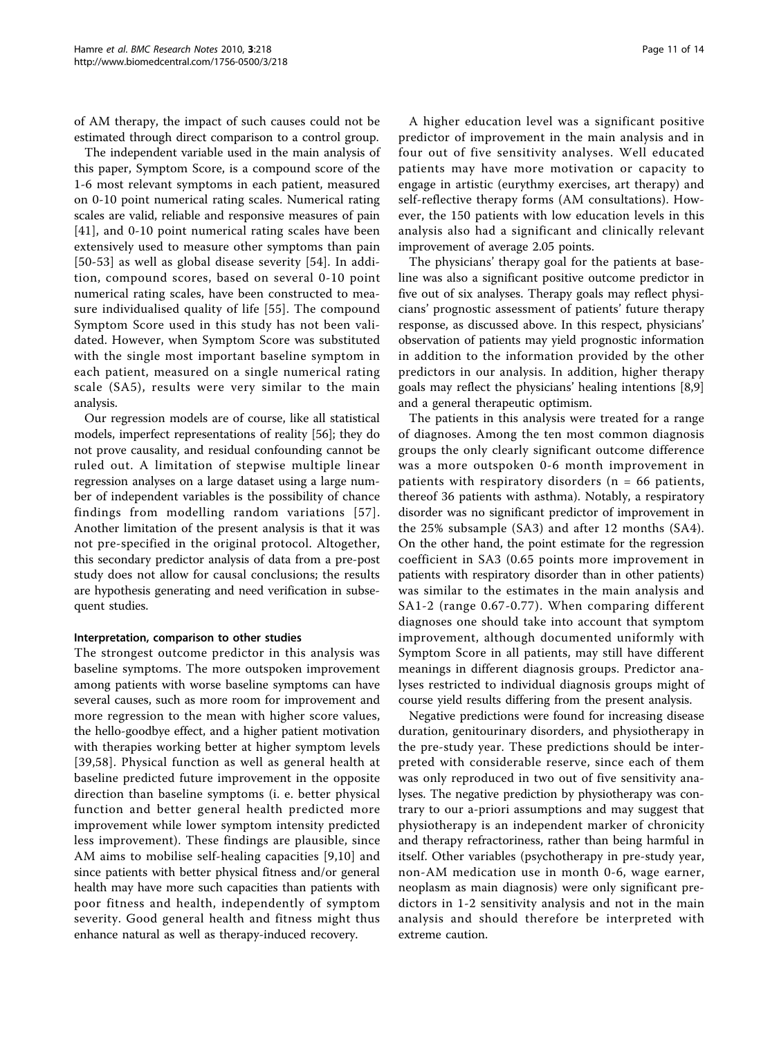of AM therapy, the impact of such causes could not be estimated through direct comparison to a control group.

The independent variable used in the main analysis of this paper, Symptom Score, is a compound score of the 1-6 most relevant symptoms in each patient, measured on 0-10 point numerical rating scales. Numerical rating scales are valid, reliable and responsive measures of pain [41], and 0-10 point numerical rating scales have been extensively used to measure other symptoms than pain [50-53] as well as global disease severity [54]. In addition, compound scores, based on several 0-10 point numerical rating scales, have been constructed to measure individualised quality of life [55]. The compound Symptom Score used in this study has not been validated. However, when Symptom Score was substituted with the single most important baseline symptom in each patient, measured on a single numerical rating scale (SA5), results were very similar to the main analysis.

Our regression models are of course, like all statistical models, imperfect representations of reality [56]; they do not prove causality, and residual confounding cannot be ruled out. A limitation of stepwise multiple linear regression analyses on a large dataset using a large number of independent variables is the possibility of chance findings from modelling random variations [57]. Another limitation of the present analysis is that it was not pre-specified in the original protocol. Altogether, this secondary predictor analysis of data from a pre-post study does not allow for causal conclusions; the results are hypothesis generating and need verification in subsequent studies.

#### Interpretation, comparison to other studies

The strongest outcome predictor in this analysis was baseline symptoms. The more outspoken improvement among patients with worse baseline symptoms can have several causes, such as more room for improvement and more regression to the mean with higher score values, the hello-goodbye effect, and a higher patient motivation with therapies working better at higher symptom levels [39,58]. Physical function as well as general health at baseline predicted future improvement in the opposite direction than baseline symptoms (i. e. better physical function and better general health predicted more improvement while lower symptom intensity predicted less improvement). These findings are plausible, since AM aims to mobilise self-healing capacities [9,10] and since patients with better physical fitness and/or general health may have more such capacities than patients with poor fitness and health, independently of symptom severity. Good general health and fitness might thus enhance natural as well as therapy-induced recovery.

A higher education level was a significant positive predictor of improvement in the main analysis and in four out of five sensitivity analyses. Well educated patients may have more motivation or capacity to engage in artistic (eurythmy exercises, art therapy) and self-reflective therapy forms (AM consultations). However, the 150 patients with low education levels in this analysis also had a significant and clinically relevant improvement of average 2.05 points.

The physicians' therapy goal for the patients at baseline was also a significant positive outcome predictor in five out of six analyses. Therapy goals may reflect physicians' prognostic assessment of patients' future therapy response, as discussed above. In this respect, physicians' observation of patients may yield prognostic information in addition to the information provided by the other predictors in our analysis. In addition, higher therapy goals may reflect the physicians' healing intentions [8,9] and a general therapeutic optimism.

The patients in this analysis were treated for a range of diagnoses. Among the ten most common diagnosis groups the only clearly significant outcome difference was a more outspoken 0-6 month improvement in patients with respiratory disorders (n = 66 patients, thereof 36 patients with asthma). Notably, a respiratory disorder was no significant predictor of improvement in the 25% subsample (SA3) and after 12 months (SA4). On the other hand, the point estimate for the regression coefficient in SA3 (0.65 points more improvement in patients with respiratory disorder than in other patients) was similar to the estimates in the main analysis and SA1-2 (range 0.67-0.77). When comparing different diagnoses one should take into account that symptom improvement, although documented uniformly with Symptom Score in all patients, may still have different meanings in different diagnosis groups. Predictor analyses restricted to individual diagnosis groups might of course yield results differing from the present analysis.

Negative predictions were found for increasing disease duration, genitourinary disorders, and physiotherapy in the pre-study year. These predictions should be interpreted with considerable reserve, since each of them was only reproduced in two out of five sensitivity analyses. The negative prediction by physiotherapy was contrary to our a-priori assumptions and may suggest that physiotherapy is an independent marker of chronicity and therapy refractoriness, rather than being harmful in itself. Other variables (psychotherapy in pre-study year, non-AM medication use in month 0-6, wage earner, neoplasm as main diagnosis) were only significant predictors in 1-2 sensitivity analysis and not in the main analysis and should therefore be interpreted with extreme caution.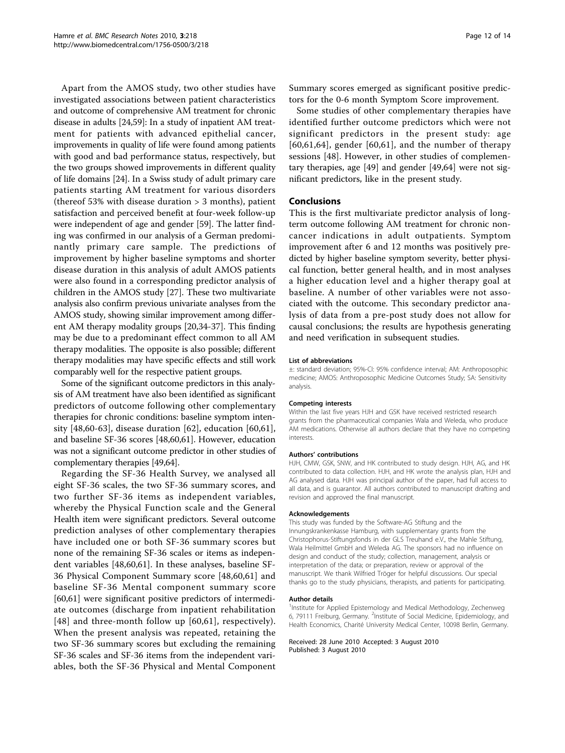Apart from the AMOS study, two other studies have investigated associations between patient characteristics and outcome of comprehensive AM treatment for chronic disease in adults [24,59]: In a study of inpatient AM treatment for patients with advanced epithelial cancer, improvements in quality of life were found among patients with good and bad performance status, respectively, but the two groups showed improvements in different quality of life domains [24]. In a Swiss study of adult primary care patients starting AM treatment for various disorders (thereof 53% with disease duration > 3 months), patient satisfaction and perceived benefit at four-week follow-up were independent of age and gender [59]. The latter finding was confirmed in our analysis of a German predominantly primary care sample. The predictions of improvement by higher baseline symptoms and shorter disease duration in this analysis of adult AMOS patients were also found in a corresponding predictor analysis of children in the AMOS study [27]. These two multivariate analysis also confirm previous univariate analyses from the AMOS study, showing similar improvement among different AM therapy modality groups [20,34-37]. This finding may be due to a predominant effect common to all AM therapy modalities. The opposite is also possible; different therapy modalities may have specific effects and still work comparably well for the respective patient groups.

Some of the significant outcome predictors in this analysis of AM treatment have also been identified as significant predictors of outcome following other complementary therapies for chronic conditions: baseline symptom intensity [48,60-63], disease duration [62], education [60,61], and baseline SF-36 scores [48,60,61]. However, education was not a significant outcome predictor in other studies of complementary therapies [49,64].

Regarding the SF-36 Health Survey, we analysed all eight SF-36 scales, the two SF-36 summary scores, and two further SF-36 items as independent variables, whereby the Physical Function scale and the General Health item were significant predictors. Several outcome prediction analyses of other complementary therapies have included one or both SF-36 summary scores but none of the remaining SF-36 scales or items as independent variables [48,60,61]. In these analyses, baseline SF-36 Physical Component Summary score [48,60,61] and baseline SF-36 Mental component summary score [60,61] were significant positive predictors of intermediate outcomes (discharge from inpatient rehabilitation [48] and three-month follow up [60,61], respectively). When the present analysis was repeated, retaining the two SF-36 summary scores but excluding the remaining SF-36 scales and SF-36 items from the independent variables, both the SF-36 Physical and Mental Component Summary scores emerged as significant positive predictors for the 0-6 month Symptom Score improvement.

Some studies of other complementary therapies have identified further outcome predictors which were not significant predictors in the present study: age [60,61,64], gender [60,61], and the number of therapy sessions [48]. However, in other studies of complementary therapies, age [49] and gender [49,64] were not significant predictors, like in the present study.

## Conclusions

This is the first multivariate predictor analysis of long-term outcome following AM treatment for chronic non-cancer indications in adult outpatients. Symptom improvement after 6 and 12 months was positively predicted by higher baseline symptom severity, better physical function, better general health, and in most analyses a higher education level and a higher therapy goal at baseline. A number of other variables were not associated with the outcome. This secondary predictor analysis of data from a pre-post study does not allow for causal conclusions; the results are hypothesis generating and need verification in subsequent studies.

#### List of abbreviations

±: standard deviation; 95%-CI: 95% confidence interval; AM: Anthroposophic medicine; AMOS: Anthroposophic Medicine Outcomes Study; SA: Sensitivity analysis.

#### Competing interests

Within the last five years HJH and GSK have received restricted research grants from the pharmaceutical companies Wala and Weleda, who produce AM medications. Otherwise all authors declare that they have no competing interests.

#### Authors' contributions

HJH, CMW, GSK, SNW, and HK contributed to study design. HJH, AG, and HK contributed to data collection. HJH, and HK wrote the analysis plan, HJH and AG analysed data. HJH was principal author of the paper, had full access to all data, and is guarantor. All authors contributed to manuscript drafting and revision and approved the final manuscript.

#### Acknowledgements

This study was funded by the Software-AG Stiftung and the Innungskrankenkasse Hamburg, with supplementary grants from the Christophorus-Stiftungsfonds in der GLS Treuhand e.V., the Mahle Stiftung, Wala Heilmittel GmbH and Weleda AG. The sponsors had no influence on design and conduct of the study; collection, management, analysis or interpretation of the data; or preparation, review or approval of the manuscript. We thank Wilfried Tröger for helpful discussions. Our special thanks go to the study physicians, therapists, and patients for participating.

#### Author details

[1]Institute for Applied Epistemology and Medical Methodology, Zechenweg 6, 79111 Freiburg, Germany. [2]Institute of Social Medicine, Epidemiology, and Health Economics, Charité University Medical Center, 10098 Berlin, Germany.

Received: 28 June 2010 Accepted: 3 August 2010
Published: 3 August 2010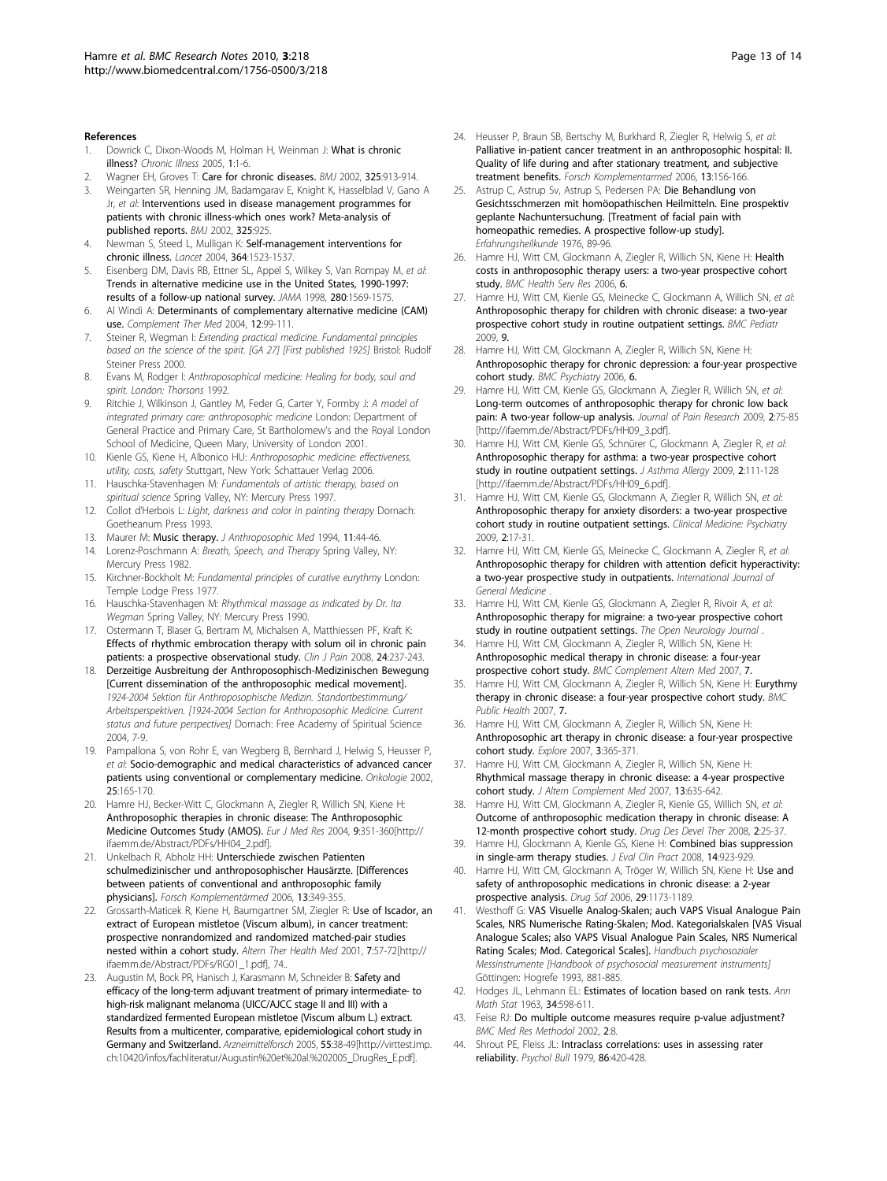## References

1. Dowrick C, Dixon-Woods M, Holman H, Weinman J: **What is chronic illness?** *Chronic Illness* 2005, **1**:1-6.
2. Wagner EH, Groves T: **Care for chronic diseases.** *BMJ* 2002, **325**:913-914.
3. Weingarten SR, Henning JM, Badamgarav E, Knight K, Hasselblad V, Gano A Jr, *et al*: **Interventions used in disease management programmes for patients with chronic illness-which ones work? Meta-analysis of published reports.** *BMJ* 2002, **325**:925.
4. Newman S, Steed L, Mulligan K: **Self-management interventions for chronic illness.** *Lancet* 2004, **364**:1523-1537.
5. Eisenberg DM, Davis RB, Ettner SL, Appel S, Wilkey S, Van Rompay M, *et al*: **Trends in alternative medicine use in the United States, 1990-1997: results of a follow-up national survey.** *JAMA* 1998, **280**:1569-1575.
6. Al Windi A: **Determinants of complementary alternative medicine (CAM) use.** *Complement Ther Med* 2004, **12**:99-111.
7. Steiner R, Wegman I: *Extending practical medicine. Fundamental principles based on the science of the spirit. [GA 27] [First published 1925]* Bristol: Rudolf Steiner Press 2000.
8. Evans M, Rodger I: *Anthroposophical medicine: Healing for body, soul and spirit. London: Thorsons* 1992.
9. Ritchie J, Wilkinson J, Gantley M, Feder G, Carter Y, Formby J: *A model of integrated primary care: anthroposophic medicine* London: Department of General Practice and Primary Care, St Bartholomew's and the Royal London School of Medicine, Queen Mary, University of London 2001.
10. Kienle GS, Kiene H, Albonico HU: *Anthroposophic medicine: effectiveness, utility, costs, safety* Stuttgart, New York: Schattauer Verlag 2006.
11. Hauschka-Stavenhagen M: *Fundamentals of artistic therapy, based on spiritual science* Spring Valley, NY: Mercury Press 1997.
12. Collot d'Herbois L: *Light, darkness and color in painting therapy* Dornach: Goetheanum Press 1993.
13. Maurer M: **Music therapy.** *J Anthroposophic Med* 1994, **11**:44-46.
14. Lorenz-Poschmann A: *Breath, Speech, and Therapy* Spring Valley, NY: Mercury Press 1982.
15. Kirchner-Bockholt M: *Fundamental principles of curative eurythmy* London: Temple Lodge Press 1977.
16. Hauschka-Stavenhagen M: *Rhythmical massage as indicated by Dr. Ita Wegman* Spring Valley, NY: Mercury Press 1990.
17. Ostermann T, Blaser G, Bertram M, Michalsen A, Matthiessen PF, Kraft K: **Effects of rhythmic embrocation therapy with solum oil in chronic pain patients: a prospective observational study.** *Clin J Pain* 2008, **24**:237-243.
18. **Derzeitige Ausbreitung der Anthroposophisch-Medizinischen Bewegung [Current dissemination of the anthroposophic medical movement].** *1924-2004 Sektion für Anthroposophische Medizin. Standortbestimmung/ Arbeitsperspektiven. [1924-2004 Section for Anthroposophic Medicine. Current status and future perspectives]* Dornach: Free Academy of Spiritual Science 2004, 7-9.
19. Pampallona S, von Rohr E, van Wegberg B, Bernhard J, Helwig S, Heusser P, *et al*: **Socio-demographic and medical characteristics of advanced cancer patients using conventional or complementary medicine.** *Onkologie* 2002, **25**:165-170.
20. Hamre HJ, Becker-Witt C, Glockmann A, Ziegler R, Willich SN, Kiene H: **Anthroposophic therapies in chronic disease: The Anthroposophic Medicine Outcomes Study (AMOS).** *Eur J Med Res* 2004, **9**:351-360[http://ifaemm.de/Abstract/PDFs/HH04_2.pdf].
21. Unkelbach R, Abholz HH: **Unterschiede zwischen Patienten schulmedizinischer und anthroposophischer Hausärzte. [Differences between patients of conventional and anthroposophic family physicians].** *Forsch Komplementärmed* 2006, **13**:349-355.
22. Grossarth-Maticek R, Kiene H, Baumgartner SM, Ziegler R: **Use of Iscador, an extract of European mistletoe (Viscum album), in cancer treatment: prospective nonrandomized and randomized matched-pair studies nested within a cohort study.** *Altern Ther Health Med* 2001, **7**:57-72[http://ifaemm.de/Abstract/PDFs/RG01_1.pdf], 74..
23. Augustin M, Bock PR, Hanisch J, Karasmann M, Schneider B: **Safety and efficacy of the long-term adjuvant treatment of primary intermediate- to high-risk malignant melanoma (UICC/AJCC stage II and III) with a standardized fermented European mistletoe (Viscum album L.) extract. Results from a multicenter, comparative, epidemiological cohort study in Germany and Switzerland.** *Arzneimittelforsch* 2005, **55**:38-49[http://virttest.imp.ch:10420/infos/fachliteratur/Augustin%20et%20al.%202005_DrugRes_E.pdf].
24. Heusser P, Braun SB, Bertschy M, Burkhard R, Ziegler R, Helwig S, *et al*: **Palliative in-patient cancer treatment in an anthroposophic hospital: II. Quality of life during and after stationary treatment, and subjective treatment benefits.** *Forsch Komplementarmed* 2006, **13**:156-166.
25. Astrup C, Astrup Sv, Astrup S, Pedersen PA: **Die Behandlung von Gesichtsschmerzen mit homöopathischen Heilmitteln. Eine prospektiv geplante Nachuntersuchung. [Treatment of facial pain with homeopathic remedies. A prospective follow-up study].** *Erfahrungsheilkunde* 1976, 89-96.
26. Hamre HJ, Witt CM, Glockmann A, Ziegler R, Willich SN, Kiene H: **Health costs in anthroposophic therapy users: a two-year prospective cohort study.** *BMC Health Serv Res* 2006, **6**.
27. Hamre HJ, Witt CM, Kienle GS, Meinecke C, Glockmann A, Willich SN, *et al*: **Anthroposophic therapy for children with chronic disease: a two-year prospective cohort study in routine outpatient settings.** *BMC Pediatr* 2009, **9**.
28. Hamre HJ, Witt CM, Glockmann A, Ziegler R, Willich SN, Kiene H: **Anthroposophic therapy for chronic depression: a four-year prospective cohort study.** *BMC Psychiatry* 2006, **6**.
29. Hamre HJ, Witt CM, Kienle GS, Glockmann A, Ziegler R, Willich SN, *et al*: **Long-term outcomes of anthroposophic therapy for chronic low back pain: A two-year follow-up analysis.** *Journal of Pain Research* 2009, **2**:75-85 [http://ifaemm.de/Abstract/PDFs/HH09_3.pdf].
30. Hamre HJ, Witt CM, Kienle GS, Schnürer C, Glockmann A, Ziegler R, *et al*: **Anthroposophic therapy for asthma: a two-year prospective cohort study in routine outpatient settings.** *J Asthma Allergy* 2009, **2**:111-128 [http://ifaemm.de/Abstract/PDFs/HH09_6.pdf].
31. Hamre HJ, Witt CM, Kienle GS, Glockmann A, Ziegler R, Willich SN, *et al*: **Anthroposophic therapy for anxiety disorders: a two-year prospective cohort study in routine outpatient settings.** *Clinical Medicine: Psychiatry* 2009, **2**:17-31.
32. Hamre HJ, Witt CM, Kienle GS, Meinecke C, Glockmann A, Ziegler R, *et al*: **Anthroposophic therapy for children with attention deficit hyperactivity: a two-year prospective study in outpatients.** *International Journal of General Medicine* .
33. Hamre HJ, Witt CM, Kienle GS, Glockmann A, Ziegler R, Rivoir A, *et al*: **Anthroposophic therapy for migraine: a two-year prospective cohort study in routine outpatient settings.** *The Open Neurology Journal* .
34. Hamre HJ, Witt CM, Glockmann A, Ziegler R, Willich SN, Kiene H: **Anthroposophic medical therapy in chronic disease: a four-year prospective cohort study.** *BMC Complement Altern Med* 2007, **7**.
35. Hamre HJ, Witt CM, Glockmann A, Ziegler R, Willich SN, Kiene H: **Eurythmy therapy in chronic disease: a four-year prospective cohort study.** *BMC Public Health* 2007, **7**.
36. Hamre HJ, Witt CM, Glockmann A, Ziegler R, Willich SN, Kiene H: **Anthroposophic art therapy in chronic disease: a four-year prospective cohort study.** *Explore* 2007, **3**:365-371.
37. Hamre HJ, Witt CM, Glockmann A, Ziegler R, Willich SN, Kiene H: **Rhythmical massage therapy in chronic disease: a 4-year prospective cohort study.** *J Altern Complement Med* 2007, **13**:635-642.
38. Hamre HJ, Witt CM, Glockmann A, Ziegler R, Kienle GS, Willich SN, *et al*: **Outcome of anthroposophic medication therapy in chronic disease: A 12-month prospective cohort study.** *Drug Des Devel Ther* 2008, **2**:25-37.
39. Hamre HJ, Glockmann A, Kienle GS, Kiene H: **Combined bias suppression in single-arm therapy studies.** *J Eval Clin Pract* 2008, **14**:923-929.
40. Hamre HJ, Witt CM, Glockmann A, Tröger W, Willich SN, Kiene H: **Use and safety of anthroposophic medications in chronic disease: a 2-year prospective analysis.** *Drug Saf* 2006, **29**:1173-1189.
41. Westhoff G: **VAS Visuelle Analog-Skalen; auch VAPS Visual Analogue Pain Scales, NRS Numerische Rating-Skalen; Mod. Kategorialskalen [VAS Visual Analogue Scales; also VAPS Visual Analogue Pain Scales, NRS Numerical Rating Scales; Mod. Categorical Scales].** *Handbuch psychosozialer Messinstrumente [Handbook of psychosocial measurement instruments]* Göttingen: Hogrefe 1993, 881-885.
42. Hodges JL, Lehmann EL: **Estimates of location based on rank tests.** *Ann Math Stat* 1963, **34**:598-611.
43. Feise RJ: **Do multiple outcome measures require p-value adjustment?** *BMC Med Res Methodol* 2002, **2**:8.
44. Shrout PE, Fleiss JL: **Intraclass correlations: uses in assessing rater reliability.** *Psychol Bull* 1979, **86**:420-428.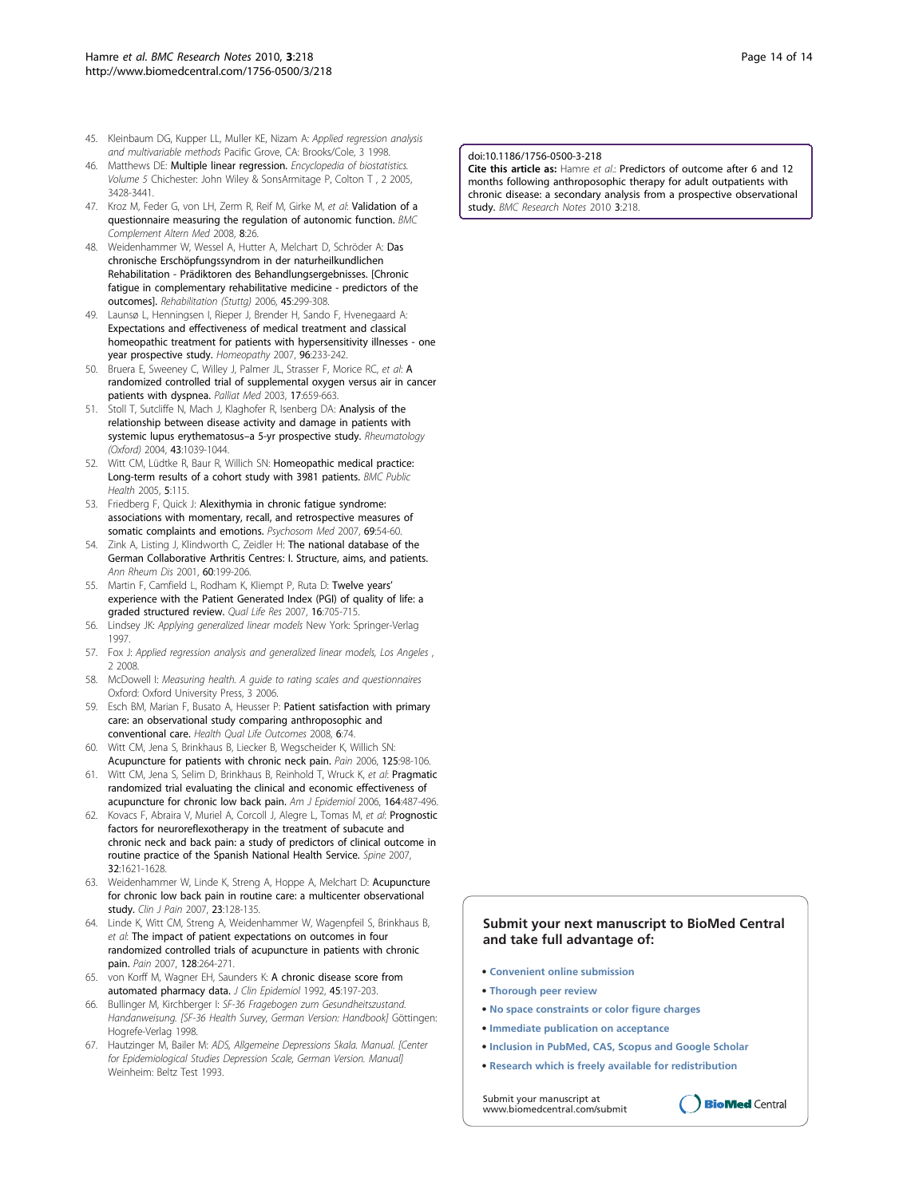45. Kleinbaum DG, Kupper LL, Muller KE, Nizam A: *Applied regression analysis and multivariable methods* Pacific Grove, CA: Brooks/Cole, 3 1998.
46. Matthews DE: **Multiple linear regression.** *Encyclopedia of biostatistics. Volume 5* Chichester: John Wiley & SonsArmitage P, Colton T , 2 2005, 3428-3441.
47. Kroz M, Feder G, von Laue H, Zerm R, Reif M, Girke M, *et al*: **Validation of a questionnaire measuring the regulation of autonomic function.** *BMC Complement Altern Med* 2008, **8**:26.
48. Weidenhammer W, Wessel A, Hutter A, Melchart D, Schröder A: **Das chronische Erschöpfungssyndrom in der naturheilkundlichen Rehabilitation - Prädiktoren des Behandlungsergebnisses. [Chronic fatigue in complementary rehabilitative medicine - predictors of the outcomes].** *Rehabilitation (Stuttg)* 2006, **45**:299-308.
49. Launsø L, Henningsen I, Rieper J, Brender H, Sando F, Hvenegaard A: **Expectations and effectiveness of medical treatment and classical homeopathic treatment for patients with hypersensitivity illnesses - one year prospective study.** *Homeopathy* 2007, **96**:233-242.
50. Bruera E, Sweeney C, Willey J, Palmer JL, Strasser F, Morice RC, *et al*: **A randomized controlled trial of supplemental oxygen versus air in cancer patients with dyspnea.** *Palliat Med* 2003, **17**:659-663.
51. Stoll T, Sutcliffe N, Mach J, Klaghofer R, Isenberg DA: **Analysis of the relationship between disease activity and damage in patients with systemic lupus erythematosus–a 5-yr prospective study.** *Rheumatology (Oxford)* 2004, **43**:1039-1044.
52. Witt CM, Lüdtke R, Baur R, Willich SN: **Homeopathic medical practice: Long-term results of a cohort study with 3981 patients.** *BMC Public Health* 2005, **5**:115.
53. Friedberg F, Quick J: **Alexithymia in chronic fatigue syndrome: associations with momentary, recall, and retrospective measures of somatic complaints and emotions.** *Psychosom Med* 2007, **69**:54-60.
54. Zink A, Listing J, Klindworth C, Zeidler H: **The national database of the German Collaborative Arthritis Centres: I. Structure, aims, and patients.** *Ann Rheum Dis* 2001, **60**:199-206.
55. Martin F, Camfield L, Rodham K, Kliempt P, Ruta D: **Twelve years' experience with the Patient Generated Index (PGI) of quality of life: a graded structured review.** *Qual Life Res* 2007, **16**:705-715.
56. Lindsey JK: *Applying generalized linear models* New York: Springer-Verlag 1997.
57. Fox J: *Applied regression analysis and generalized linear models, Los Angeles* , 2 2008.
58. McDowell I: *Measuring health. A guide to rating scales and questionnaires* Oxford: Oxford University Press, 3 2006.
59. Esch BM, Marian F, Busato A, Heusser P: **Patient satisfaction with primary care: an observational study comparing anthroposophic and conventional care.** *Health Qual Life Outcomes* 2008, **6**:74.
60. Witt CM, Jena S, Brinkhaus B, Liecker B, Wegscheider K, Willich SN: **Acupuncture for patients with chronic neck pain.** *Pain* 2006, **125**:98-106.
61. Witt CM, Jena S, Selim D, Brinkhaus B, Reinhold T, Wruck K, *et al*: **Pragmatic randomized trial evaluating the clinical and economic effectiveness of acupuncture for chronic low back pain.** *Am J Epidemiol* 2006, **164**:487-496.
62. Kovacs F, Abraira V, Muriel A, Corcoll J, Alegre L, Tomas M, *et al*: **Prognostic factors for neuroreflexotherapy in the treatment of subacute and chronic neck and back pain: a study of predictors of clinical outcome in routine practice of the Spanish National Health Service.** *Spine* 2007, **32**:1621-1628.
63. Weidenhammer W, Linde K, Streng A, Hoppe A, Melchart D: **Acupuncture for chronic low back pain in routine care: a multicenter observational study.** *Clin J Pain* 2007, **23**:128-135.
64. Linde K, Witt CM, Streng A, Weidenhammer W, Wagenpfeil S, Brinkhaus B, *et al*: **The impact of patient expectations on outcomes in four randomized controlled trials of acupuncture in patients with chronic pain.** *Pain* 2007, **128**:264-271.
65. von Korff M, Wagner EH, Saunders K: **A chronic disease score from automated pharmacy data.** *J Clin Epidemiol* 1992, **45**:197-203.
66. Bullinger M, Kirchberger I: *SF-36 Fragebogen zum Gesundheitszustand. Handanweisung. [SF-36 Health Survey, German Version: Handbook]* Göttingen: Hogrefe-Verlag 1998.
67. Hautzinger M, Bailer M: *ADS, Allgemeine Depressions Skala. Manual. [Center for Epidemiological Studies Depression Scale, German Version. Manual]* Weinheim: Beltz Test 1993.

doi:10.1186/1756-0500-3-218

**Cite this article as:** Hamre *et al.*: Predictors of outcome after 6 and 12 months following anthroposophic therapy for adult outpatients with chronic disease: a secondary analysis from a prospective observational study. *BMC Research Notes* 2010 **3**:218.

**Submit your next manuscript to BioMed Central and take full advantage of:**

- **Convenient online submission**
- **Thorough peer review**
- **No space constraints or color figure charges**
- **Immediate publication on acceptance**
- **Inclusion in PubMed, CAS, Scopus and Google Scholar**
- **Research which is freely available for redistribution**

Submit your manuscript at
www.biomedcentral.com/submit

BioMed Central